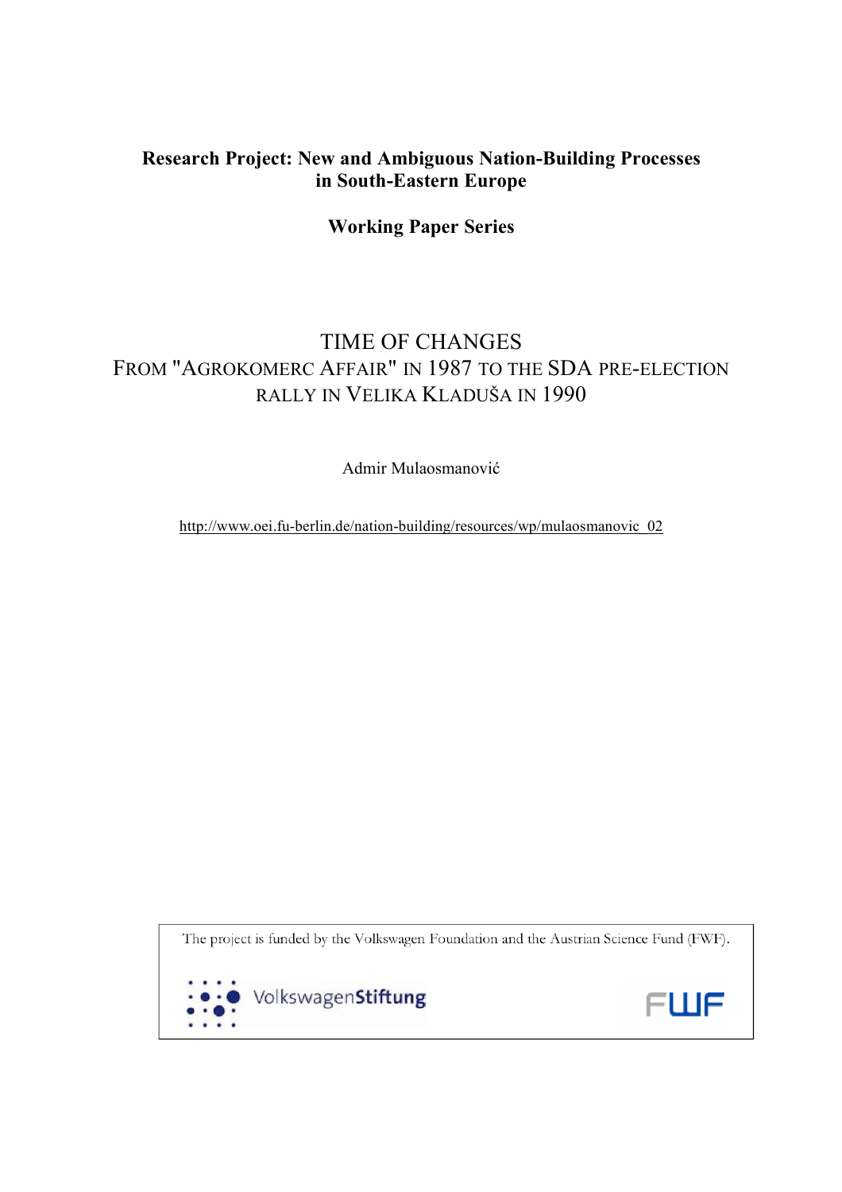**Research Project: New and Ambiguous Nation-Building Processes in South-Eastern Europe**

**Working Paper Series**

# TIME OF CHANGES
## FROM "AGROKOMERC AFFAIR" IN 1987 TO THE SDA PRE-ELECTION RALLY IN VELIKA KLADUŠA IN 1990

Admir Mulaosmanović

http://www.oei.fu-berlin.de/nation-building/resources/wp/mulaosmanovic_02

The project is funded by the Volkswagen Foundation and the Austrian Science Fund (FWF).

VolkswagenStiftung

FWF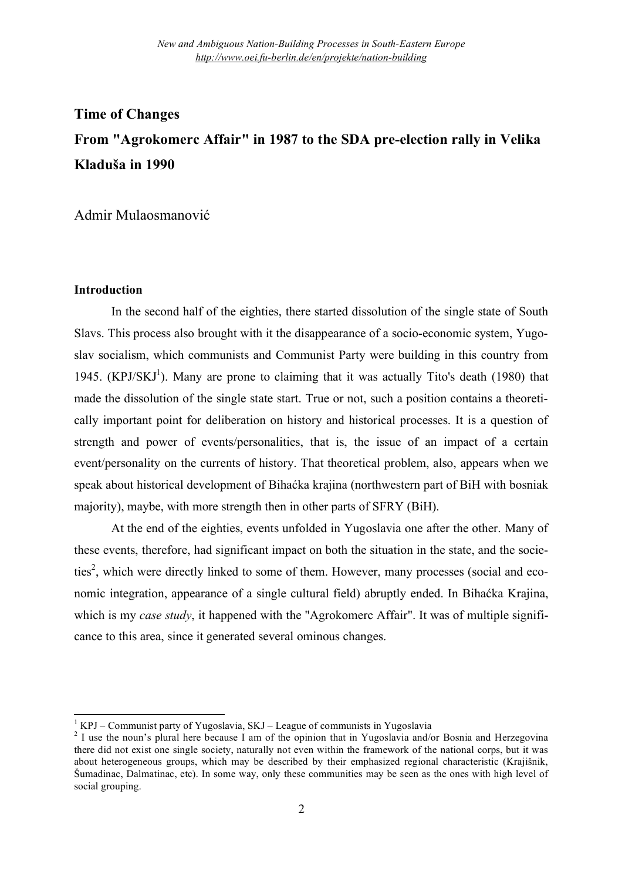## Time of Changes

## From "Agrokomerc Affair" in 1987 to the SDA pre-election rally in Velika Kladuša in 1990

Admir Mulaosmanović

### Introduction

In the second half of the eighties, there started dissolution of the single state of South Slavs. This process also brought with it the disappearance of a socio-economic system, Yugoslav socialism, which communists and Communist Party were building in this country from 1945. (KPJ/SKJ[1]). Many are prone to claiming that it was actually Tito's death (1980) that made the dissolution of the single state start. True or not, such a position contains a theoretically important point for deliberation on history and historical processes. It is a question of strength and power of events/personalities, that is, the issue of an impact of a certain event/personality on the currents of history. That theoretical problem, also, appears when we speak about historical development of Bihaćka krajina (northwestern part of BiH with bosniak majority), maybe, with more strength then in other parts of SFRY (BiH).

At the end of the eighties, events unfolded in Yugoslavia one after the other. Many of these events, therefore, had significant impact on both the situation in the state, and the societies[2], which were directly linked to some of them. However, many processes (social and economic integration, appearance of a single cultural field) abruptly ended. In Bihaćka Krajina, which is my *case study*, it happened with the "Agrokomerc Affair". It was of multiple significance to this area, since it generated several ominous changes.

---

[1] KPJ – Communist party of Yugoslavia, SKJ – League of communists in Yugoslavia

[2] I use the noun's plural here because I am of the opinion that in Yugoslavia and/or Bosnia and Herzegovina there did not exist one single society, naturally not even within the framework of the national corps, but it was about heterogeneous groups, which may be described by their emphasized regional characteristic (Krajišnik, Šumadinac, Dalmatinac, etc). In some way, only these communities may be seen as the ones with high level of social grouping.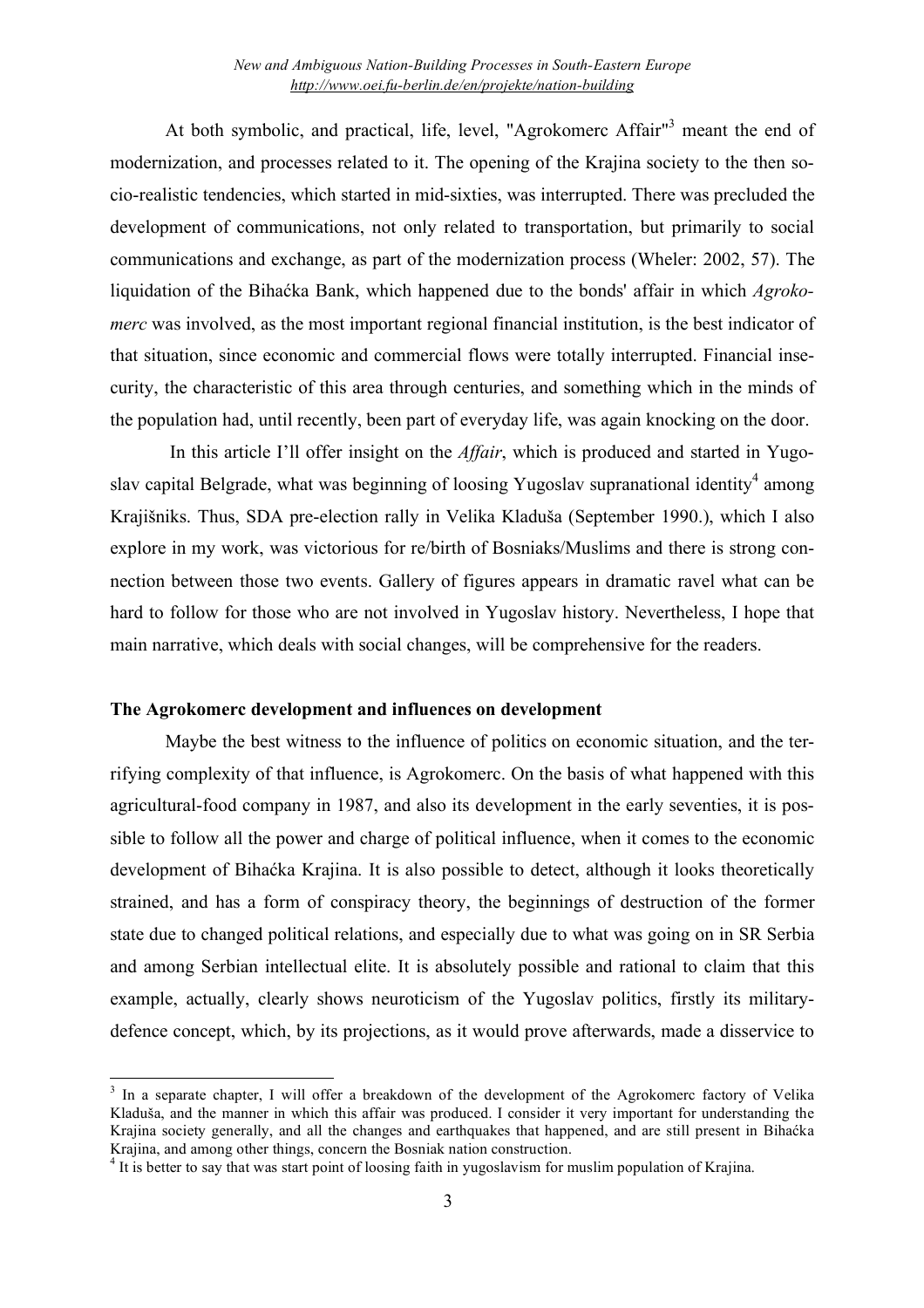At both symbolic, and practical, life, level, "Agrokomerc Affair"[3] meant the end of modernization, and processes related to it. The opening of the Krajina society to the then socio-realistic tendencies, which started in mid-sixties, was interrupted. There was precluded the development of communications, not only related to transportation, but primarily to social communications and exchange, as part of the modernization process (Wheler: 2002, 57). The liquidation of the Bihaćka Bank, which happened due to the bonds' affair in which *Agrokomerc* was involved, as the most important regional financial institution, is the best indicator of that situation, since economic and commercial flows were totally interrupted. Financial insecurity, the characteristic of this area through centuries, and something which in the minds of the population had, until recently, been part of everyday life, was again knocking on the door.

In this article I'll offer insight on the *Affair*, which is produced and started in Yugoslav capital Belgrade, what was beginning of loosing Yugoslav supranational identity[4] among Krajišniks. Thus, SDA pre-election rally in Velika Kladuša (September 1990.), which I also explore in my work, was victorious for re/birth of Bosniaks/Muslims and there is strong connection between those two events. Gallery of figures appears in dramatic ravel what can be hard to follow for those who are not involved in Yugoslav history. Nevertheless, I hope that main narrative, which deals with social changes, will be comprehensive for the readers.

**The Agrokomerc development and influences on development**

Maybe the best witness to the influence of politics on economic situation, and the terrifying complexity of that influence, is Agrokomerc. On the basis of what happened with this agricultural-food company in 1987, and also its development in the early seventies, it is possible to follow all the power and charge of political influence, when it comes to the economic development of Bihaćka Krajina. It is also possible to detect, although it looks theoretically strained, and has a form of conspiracy theory, the beginnings of destruction of the former state due to changed political relations, and especially due to what was going on in SR Serbia and among Serbian intellectual elite. It is absolutely possible and rational to claim that this example, actually, clearly shows neuroticism of the Yugoslav politics, firstly its military-defence concept, which, by its projections, as it would prove afterwards, made a disservice to

---

[3] In a separate chapter, I will offer a breakdown of the development of the Agrokomerc factory of Velika Kladuša, and the manner in which this affair was produced. I consider it very important for understanding the Krajina society generally, and all the changes and earthquakes that happened, and are still present in Bihaćka Krajina, and among other things, concern the Bosniak nation construction.

[4] It is better to say that was start point of loosing faith in yugoslavism for muslim population of Krajina.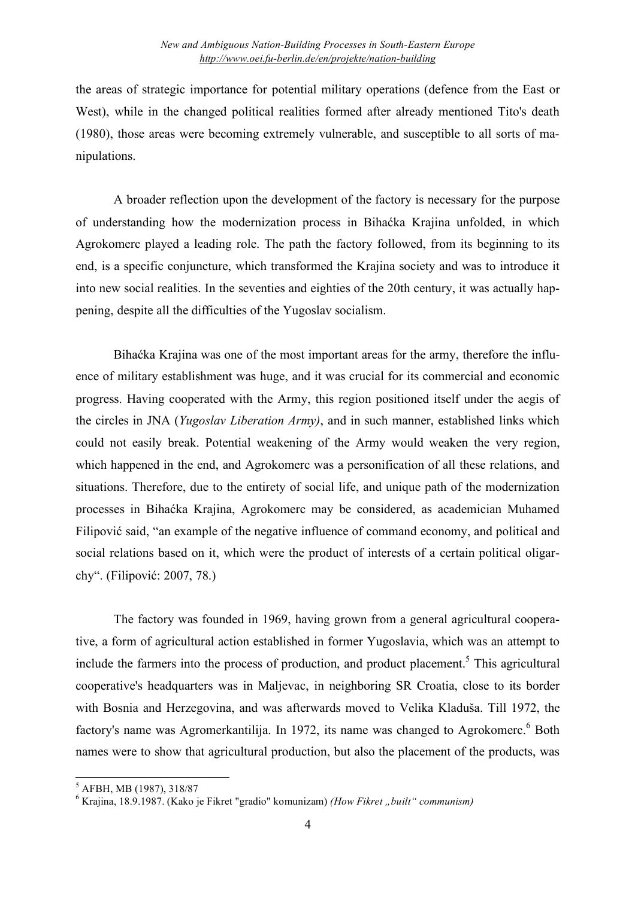the areas of strategic importance for potential military operations (defence from the East or West), while in the changed political realities formed after already mentioned Tito's death (1980), those areas were becoming extremely vulnerable, and susceptible to all sorts of manipulations.

A broader reflection upon the development of the factory is necessary for the purpose of understanding how the modernization process in Bihaćka Krajina unfolded, in which Agrokomerc played a leading role. The path the factory followed, from its beginning to its end, is a specific conjuncture, which transformed the Krajina society and was to introduce it into new social realities. In the seventies and eighties of the 20th century, it was actually happening, despite all the difficulties of the Yugoslav socialism.

Bihaćka Krajina was one of the most important areas for the army, therefore the influence of military establishment was huge, and it was crucial for its commercial and economic progress. Having cooperated with the Army, this region positioned itself under the aegis of the circles in JNA (*Yugoslav Liberation Army)*, and in such manner, established links which could not easily break. Potential weakening of the Army would weaken the very region, which happened in the end, and Agrokomerc was a personification of all these relations, and situations. Therefore, due to the entirety of social life, and unique path of the modernization processes in Bihaćka Krajina, Agrokomerc may be considered, as academician Muhamed Filipović said, "an example of the negative influence of command economy, and political and social relations based on it, which were the product of interests of a certain political oligarchy". (Filipović: 2007, 78.)

The factory was founded in 1969, having grown from a general agricultural cooperative, a form of agricultural action established in former Yugoslavia, which was an attempt to include the farmers into the process of production, and product placement.[5] This agricultural cooperative's headquarters was in Maljevac, in neighboring SR Croatia, close to its border with Bosnia and Herzegovina, and was afterwards moved to Velika Kladuša. Till 1972, the factory's name was Agromerkantilija. In 1972, its name was changed to Agrokomerc.[6] Both names were to show that agricultural production, but also the placement of the products, was

---

[5] AFBH, MB (1987), 318/87

[6] Krajina, 18.9.1987. (Kako je Fikret "gradio" komunizam) *(How Fikret „built" communism)*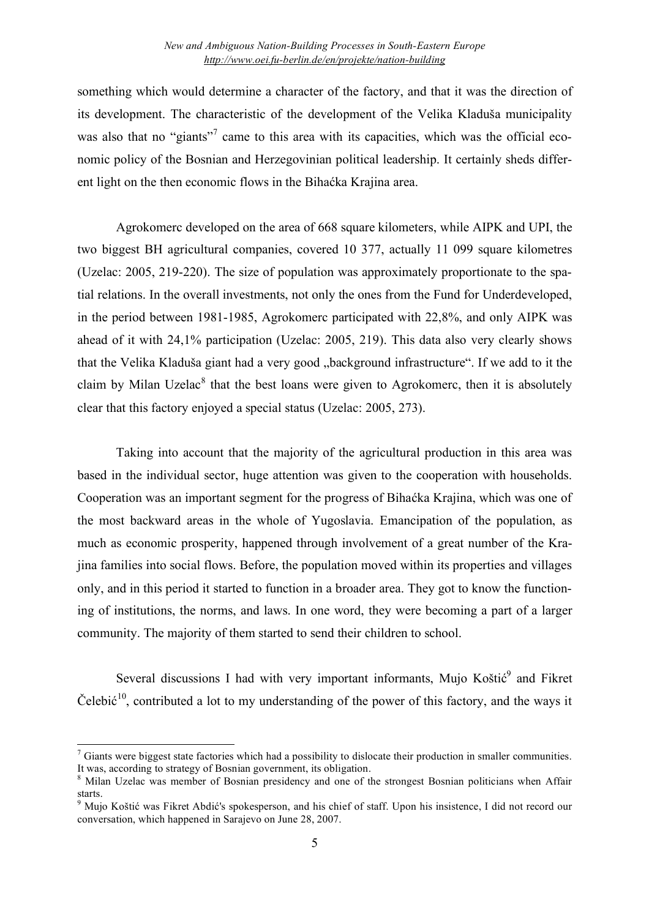something which would determine a character of the factory, and that it was the direction of its development. The characteristic of the development of the Velika Kladuša municipality was also that no "giants"[7] came to this area with its capacities, which was the official economic policy of the Bosnian and Herzegovinian political leadership. It certainly sheds different light on the then economic flows in the Bihaćka Krajina area.

Agrokomerc developed on the area of 668 square kilometers, while AIPK and UPI, the two biggest BH agricultural companies, covered 10 377, actually 11 099 square kilometres (Uzelac: 2005, 219-220). The size of population was approximately proportionate to the spatial relations. In the overall investments, not only the ones from the Fund for Underdeveloped, in the period between 1981-1985, Agrokomerc participated with 22,8%, and only AIPK was ahead of it with 24,1% participation (Uzelac: 2005, 219). This data also very clearly shows that the Velika Kladuša giant had a very good „background infrastructure". If we add to it the claim by Milan Uzelac[8] that the best loans were given to Agrokomerc, then it is absolutely clear that this factory enjoyed a special status (Uzelac: 2005, 273).

Taking into account that the majority of the agricultural production in this area was based in the individual sector, huge attention was given to the cooperation with households. Cooperation was an important segment for the progress of Bihaćka Krajina, which was one of the most backward areas in the whole of Yugoslavia. Emancipation of the population, as much as economic prosperity, happened through involvement of a great number of the Krajina families into social flows. Before, the population moved within its properties and villages only, and in this period it started to function in a broader area. They got to know the functioning of institutions, the norms, and laws. In one word, they were becoming a part of a larger community. The majority of them started to send their children to school.

Several discussions I had with very important informants, Mujo Koštić[9] and Fikret Čelebić[10], contributed a lot to my understanding of the power of this factory, and the ways it

---

[7] Giants were biggest state factories which had a possibility to dislocate their production in smaller communities. It was, according to strategy of Bosnian government, its obligation.

[8] Milan Uzelac was member of Bosnian presidency and one of the strongest Bosnian politicians when Affair starts.

[9] Mujo Koštić was Fikret Abdić's spokesperson, and his chief of staff. Upon his insistence, I did not record our conversation, which happened in Sarajevo on June 28, 2007.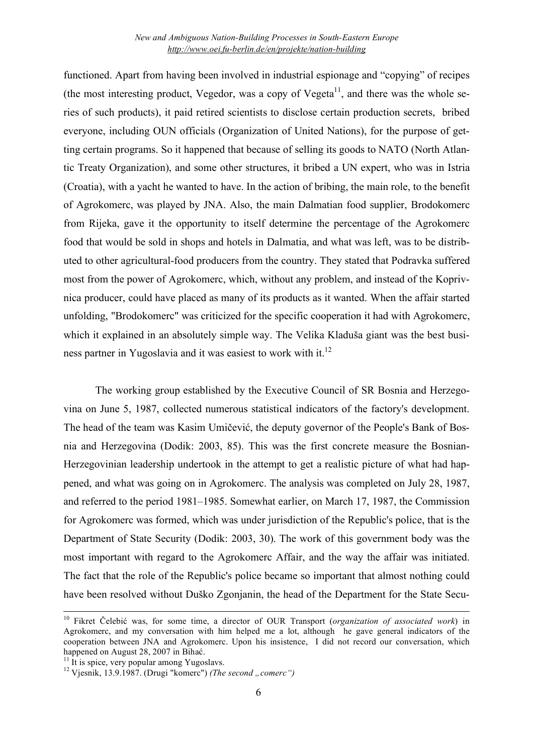functioned. Apart from having been involved in industrial espionage and "copying" of recipes (the most interesting product, Vegedor, was a copy of Vegeta[11], and there was the whole series of such products), it paid retired scientists to disclose certain production secrets, bribed everyone, including OUN officials (Organization of United Nations), for the purpose of getting certain programs. So it happened that because of selling its goods to NATO (North Atlantic Treaty Organization), and some other structures, it bribed a UN expert, who was in Istria (Croatia), with a yacht he wanted to have. In the action of bribing, the main role, to the benefit of Agrokomerc, was played by JNA. Also, the main Dalmatian food supplier, Brodokomerc from Rijeka, gave it the opportunity to itself determine the percentage of the Agrokomerc food that would be sold in shops and hotels in Dalmatia, and what was left, was to be distributed to other agricultural-food producers from the country. They stated that Podravka suffered most from the power of Agrokomerc, which, without any problem, and instead of the Koprivnica producer, could have placed as many of its products as it wanted. When the affair started unfolding, "Brodokomerc" was criticized for the specific cooperation it had with Agrokomerc, which it explained in an absolutely simple way. The Velika Kladuša giant was the best business partner in Yugoslavia and it was easiest to work with it.[12]

The working group established by the Executive Council of SR Bosnia and Herzegovina on June 5, 1987, collected numerous statistical indicators of the factory's development. The head of the team was Kasim Umičević, the deputy governor of the People's Bank of Bosnia and Herzegovina (Dodik: 2003, 85). This was the first concrete measure the Bosnian-Herzegovinian leadership undertook in the attempt to get a realistic picture of what had happened, and what was going on in Agrokomerc. The analysis was completed on July 28, 1987, and referred to the period 1981–1985. Somewhat earlier, on March 17, 1987, the Commission for Agrokomerc was formed, which was under jurisdiction of the Republic's police, that is the Department of State Security (Dodik: 2003, 30). The work of this government body was the most important with regard to the Agrokomerc Affair, and the way the affair was initiated. The fact that the role of the Republic's police became so important that almost nothing could have been resolved without Duško Zgonjanin, the head of the Department for the State Secu-

---

[10] Fikret Čelebić was, for some time, a director of OUR Transport (*organization of associated work*) in Agrokomerc, and my conversation with him helped me a lot, although he gave general indicators of the cooperation between JNA and Agrokomerc. Upon his insistence, I did not record our conversation, which happened on August 28, 2007 in Bihać.

[11] It is spice, very popular among Yugoslavs.

[12] Vjesnik, 13.9.1987. (Drugi "komerc") *(The second „comerc")*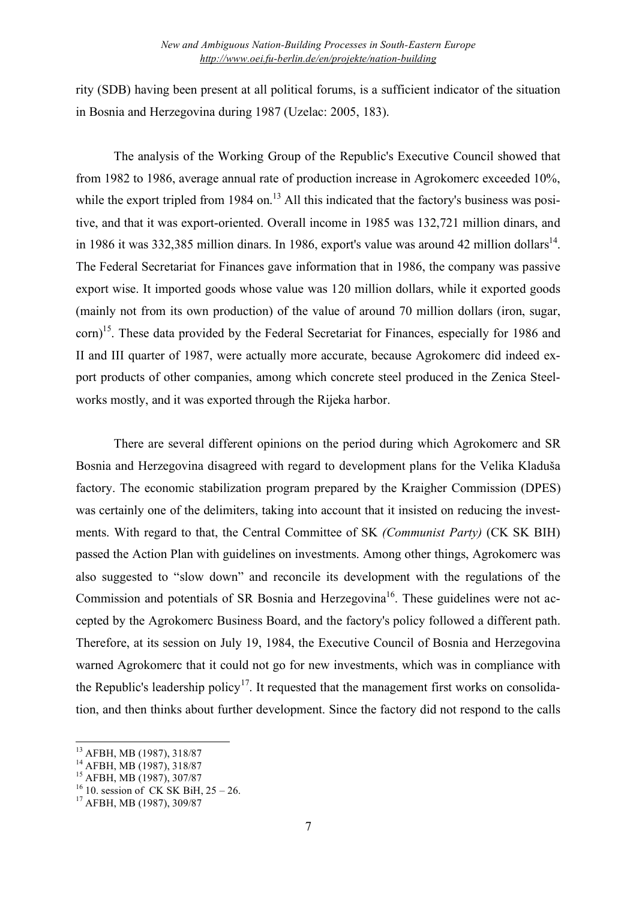rity (SDB) having been present at all political forums, is a sufficient indicator of the situation in Bosnia and Herzegovina during 1987 (Uzelac: 2005, 183).

The analysis of the Working Group of the Republic's Executive Council showed that from 1982 to 1986, average annual rate of production increase in Agrokomerc exceeded 10%, while the export tripled from 1984 on.[13] All this indicated that the factory's business was positive, and that it was export-oriented. Overall income in 1985 was 132,721 million dinars, and in 1986 it was 332,385 million dinars. In 1986, export's value was around 42 million dollars[14]. The Federal Secretariat for Finances gave information that in 1986, the company was passive export wise. It imported goods whose value was 120 million dollars, while it exported goods (mainly not from its own production) of the value of around 70 million dollars (iron, sugar, corn)[15]. These data provided by the Federal Secretariat for Finances, especially for 1986 and II and III quarter of 1987, were actually more accurate, because Agrokomerc did indeed export products of other companies, among which concrete steel produced in the Zenica Steelworks mostly, and it was exported through the Rijeka harbor.

There are several different opinions on the period during which Agrokomerc and SR Bosnia and Herzegovina disagreed with regard to development plans for the Velika Kladuša factory. The economic stabilization program prepared by the Kraigher Commission (DPES) was certainly one of the delimiters, taking into account that it insisted on reducing the investments. With regard to that, the Central Committee of SK *(Communist Party)* (CK SK BIH) passed the Action Plan with guidelines on investments. Among other things, Agrokomerc was also suggested to "slow down" and reconcile its development with the regulations of the Commission and potentials of SR Bosnia and Herzegovina[16]. These guidelines were not accepted by the Agrokomerc Business Board, and the factory's policy followed a different path. Therefore, at its session on July 19, 1984, the Executive Council of Bosnia and Herzegovina warned Agrokomerc that it could not go for new investments, which was in compliance with the Republic's leadership policy[17]. It requested that the management first works on consolidation, and then thinks about further development. Since the factory did not respond to the calls

---

[13] AFBH, MB (1987), 318/87

[14] AFBH, MB (1987), 318/87

[15] AFBH, MB (1987), 307/87

[16] 10. session of CK SK BiH, 25 – 26.

[17] AFBH, MB (1987), 309/87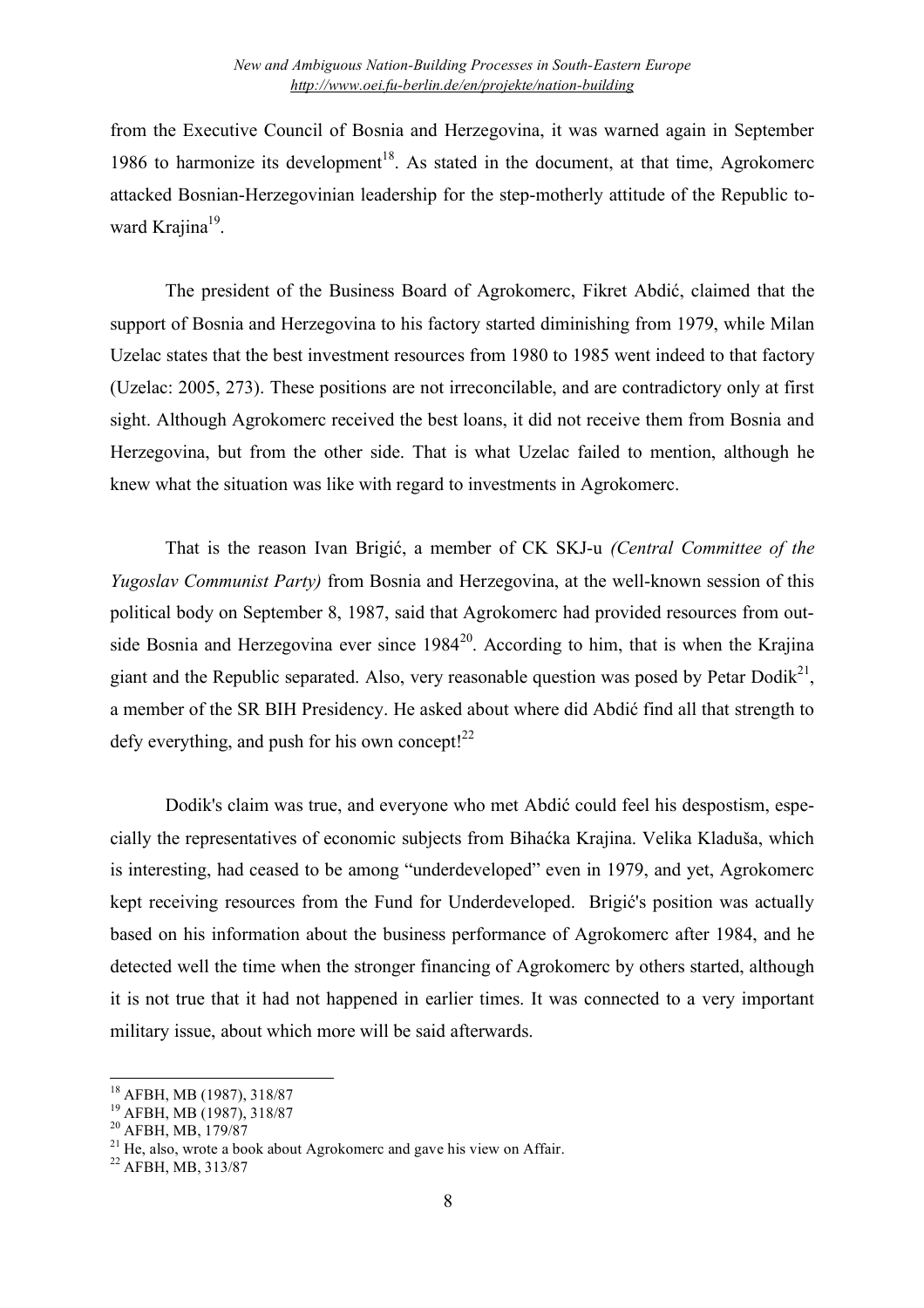from the Executive Council of Bosnia and Herzegovina, it was warned again in September 1986 to harmonize its development[18]. As stated in the document, at that time, Agrokomerc attacked Bosnian-Herzegovinian leadership for the step-motherly attitude of the Republic toward Krajina[19].

The president of the Business Board of Agrokomerc, Fikret Abdić, claimed that the support of Bosnia and Herzegovina to his factory started diminishing from 1979, while Milan Uzelac states that the best investment resources from 1980 to 1985 went indeed to that factory (Uzelac: 2005, 273). These positions are not irreconcilable, and are contradictory only at first sight. Although Agrokomerc received the best loans, it did not receive them from Bosnia and Herzegovina, but from the other side. That is what Uzelac failed to mention, although he knew what the situation was like with regard to investments in Agrokomerc.

That is the reason Ivan Brigić, a member of CK SKJ-u *(Central Committee of the Yugoslav Communist Party)* from Bosnia and Herzegovina, at the well-known session of this political body on September 8, 1987, said that Agrokomerc had provided resources from outside Bosnia and Herzegovina ever since 1984[20]. According to him, that is when the Krajina giant and the Republic separated. Also, very reasonable question was posed by Petar Dodik[21], a member of the SR BIH Presidency. He asked about where did Abdić find all that strength to defy everything, and push for his own concept![22]

Dodik's claim was true, and everyone who met Abdić could feel his despostism, especially the representatives of economic subjects from Bihaćka Krajina. Velika Kladuša, which is interesting, had ceased to be among "underdeveloped" even in 1979, and yet, Agrokomerc kept receiving resources from the Fund for Underdeveloped. Brigić's position was actually based on his information about the business performance of Agrokomerc after 1984, and he detected well the time when the stronger financing of Agrokomerc by others started, although it is not true that it had not happened in earlier times. It was connected to a very important military issue, about which more will be said afterwards.

---

[18] AFBH, MB (1987), 318/87

[19] AFBH, MB (1987), 318/87

[20] AFBH, MB, 179/87

[21] He, also, wrote a book about Agrokomerc and gave his view on Affair.

[22] AFBH, MB, 313/87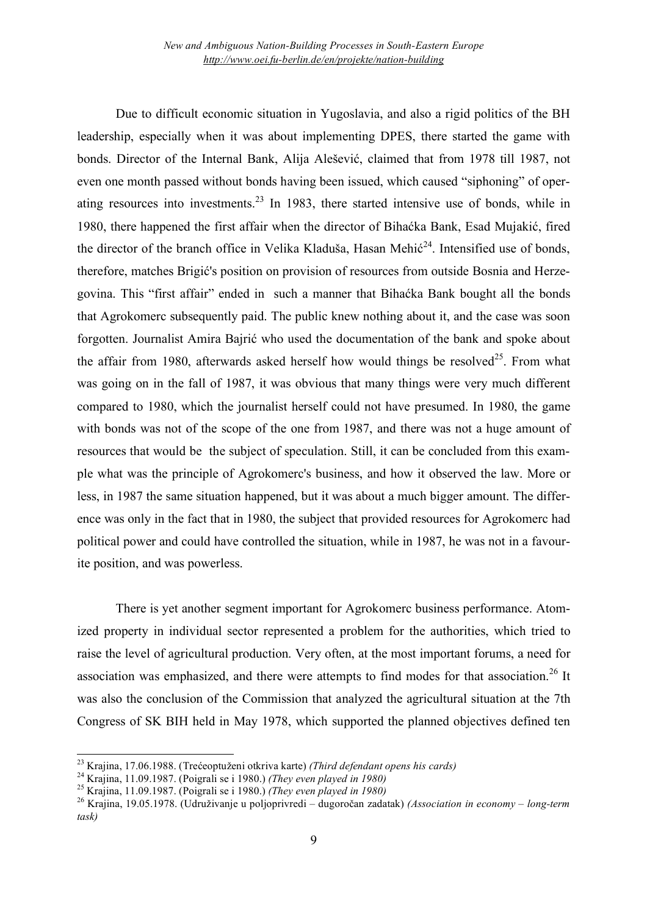Due to difficult economic situation in Yugoslavia, and also a rigid politics of the BH leadership, especially when it was about implementing DPES, there started the game with bonds. Director of the Internal Bank, Alija Alešević, claimed that from 1978 till 1987, not even one month passed without bonds having been issued, which caused "siphoning" of operating resources into investments.[23] In 1983, there started intensive use of bonds, while in 1980, there happened the first affair when the director of Bihaćka Bank, Esad Mujakić, fired the director of the branch office in Velika Kladuša, Hasan Mehić[24]. Intensified use of bonds, therefore, matches Brigić's position on provision of resources from outside Bosnia and Herzegovina. This "first affair" ended in such a manner that Bihaćka Bank bought all the bonds that Agrokomerc subsequently paid. The public knew nothing about it, and the case was soon forgotten. Journalist Amira Bajrić who used the documentation of the bank and spoke about the affair from 1980, afterwards asked herself how would things be resolved[25]. From what was going on in the fall of 1987, it was obvious that many things were very much different compared to 1980, which the journalist herself could not have presumed. In 1980, the game with bonds was not of the scope of the one from 1987, and there was not a huge amount of resources that would be the subject of speculation. Still, it can be concluded from this example what was the principle of Agrokomerc's business, and how it observed the law. More or less, in 1987 the same situation happened, but it was about a much bigger amount. The difference was only in the fact that in 1980, the subject that provided resources for Agrokomerc had political power and could have controlled the situation, while in 1987, he was not in a favourite position, and was powerless.

There is yet another segment important for Agrokomerc business performance. Atomized property in individual sector represented a problem for the authorities, which tried to raise the level of agricultural production. Very often, at the most important forums, a need for association was emphasized, and there were attempts to find modes for that association.[26] It was also the conclusion of the Commission that analyzed the agricultural situation at the 7th Congress of SK BIH held in May 1978, which supported the planned objectives defined ten

---

[23] Krajina, 17.06.1988. (Trećeoptuženi otkriva karte) *(Third defendant opens his cards)*

[24] Krajina, 11.09.1987. (Poigrali se i 1980.) *(They even played in 1980)*

[25] Krajina, 11.09.1987. (Poigrali se i 1980.) *(They even played in 1980)*

[26] Krajina, 19.05.1978. (Udruživanje u poljoprivredi – dugoročan zadatak) *(Association in economy – long-term task)*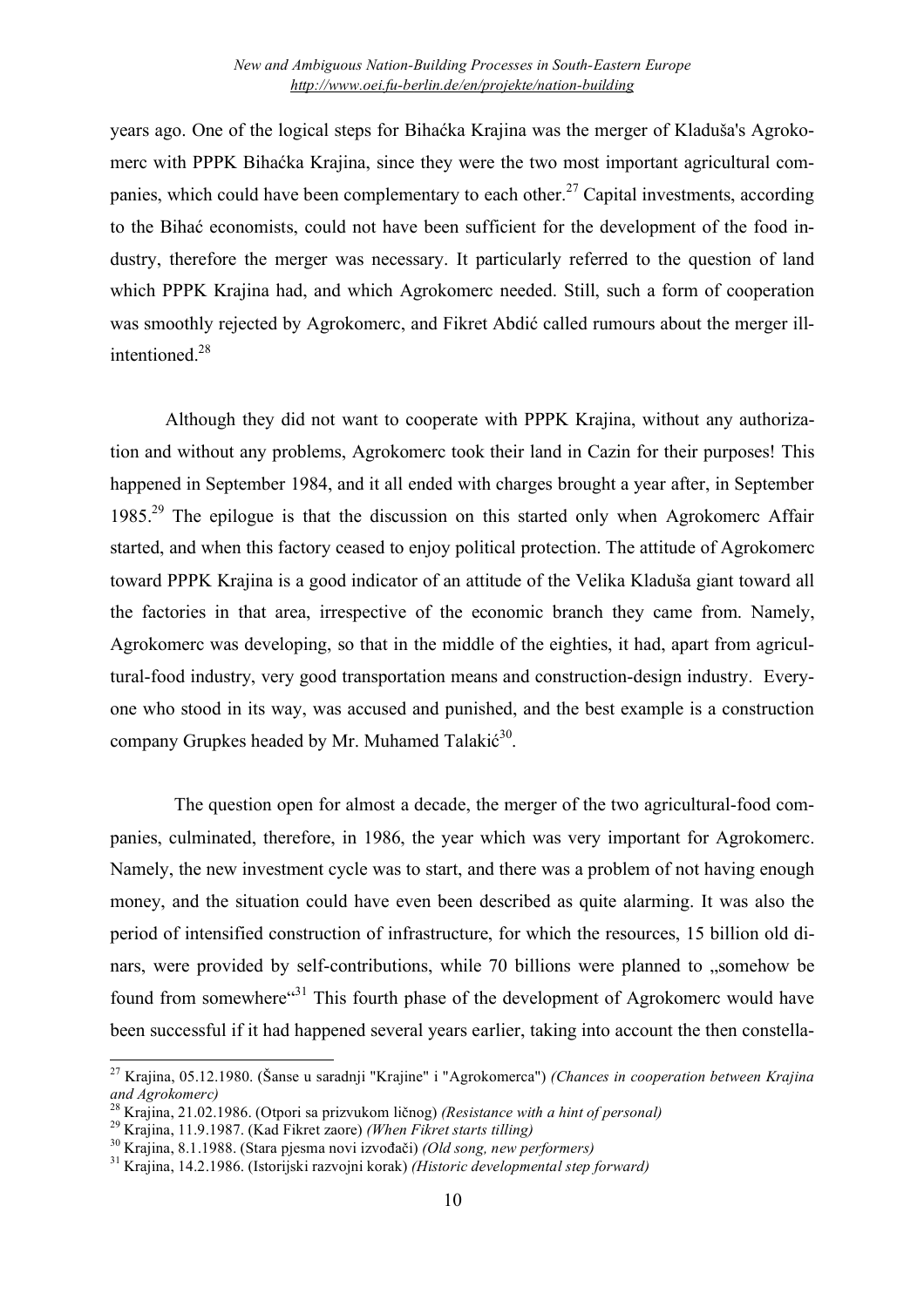years ago. One of the logical steps for Bihaćka Krajina was the merger of Kladuša's Agrokomerc with PPPK Bihaćka Krajina, since they were the two most important agricultural companies, which could have been complementary to each other.[27] Capital investments, according to the Bihać economists, could not have been sufficient for the development of the food industry, therefore the merger was necessary. It particularly referred to the question of land which PPPK Krajina had, and which Agrokomerc needed. Still, such a form of cooperation was smoothly rejected by Agrokomerc, and Fikret Abdić called rumours about the merger ill-intentioned.[28]

Although they did not want to cooperate with PPPK Krajina, without any authorization and without any problems, Agrokomerc took their land in Cazin for their purposes! This happened in September 1984, and it all ended with charges brought a year after, in September 1985.[29] The epilogue is that the discussion on this started only when Agrokomerc Affair started, and when this factory ceased to enjoy political protection. The attitude of Agrokomerc toward PPPK Krajina is a good indicator of an attitude of the Velika Kladuša giant toward all the factories in that area, irrespective of the economic branch they came from. Namely, Agrokomerc was developing, so that in the middle of the eighties, it had, apart from agricultural-food industry, very good transportation means and construction-design industry. Everyone who stood in its way, was accused and punished, and the best example is a construction company Grupkes headed by Mr. Muhamed Talakić[30].

The question open for almost a decade, the merger of the two agricultural-food companies, culminated, therefore, in 1986, the year which was very important for Agrokomerc. Namely, the new investment cycle was to start, and there was a problem of not having enough money, and the situation could have even been described as quite alarming. It was also the period of intensified construction of infrastructure, for which the resources, 15 billion old dinars, were provided by self-contributions, while 70 billions were planned to „somehow be found from somewhere“[31] This fourth phase of the development of Agrokomerc would have been successful if it had happened several years earlier, taking into account the then constella-

---

[27] Krajina, 05.12.1980. (Šanse u saradnji "Krajine" i "Agrokomerca") *(Chances in cooperation between Krajina and Agrokomerc)*

[28] Krajina, 21.02.1986. (Otpori sa prizvukom ličnog) *(Resistance with a hint of personal)*

[29] Krajina, 11.9.1987. (Kad Fikret zaore) *(When Fikret starts tilling)*

[30] Krajina, 8.1.1988. (Stara pjesma novi izvođači) *(Old song, new performers)*

[31] Krajina, 14.2.1986. (Istorijski razvojni korak) *(Historic developmental step forward)*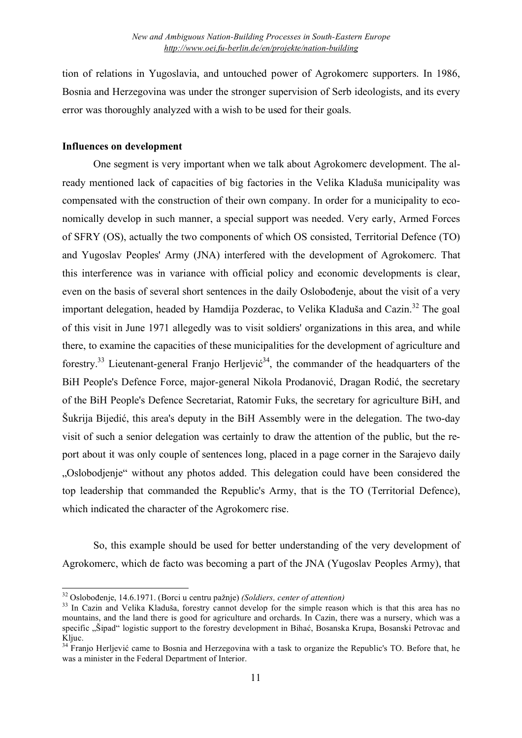tion of relations in Yugoslavia, and untouched power of Agrokomerc supporters. In 1986, Bosnia and Herzegovina was under the stronger supervision of Serb ideologists, and its every error was thoroughly analyzed with a wish to be used for their goals.

**Influences on development**

One segment is very important when we talk about Agrokomerc development. The already mentioned lack of capacities of big factories in the Velika Kladuša municipality was compensated with the construction of their own company. In order for a municipality to economically develop in such manner, a special support was needed. Very early, Armed Forces of SFRY (OS), actually the two components of which OS consisted, Territorial Defence (TO) and Yugoslav Peoples' Army (JNA) interfered with the development of Agrokomerc. That this interference was in variance with official policy and economic developments is clear, even on the basis of several short sentences in the daily Oslobođenje, about the visit of a very important delegation, headed by Hamdija Pozderac, to Velika Kladuša and Cazin.[32] The goal of this visit in June 1971 allegedly was to visit soldiers' organizations in this area, and while there, to examine the capacities of these municipalities for the development of agriculture and forestry.[33] Lieutenant-general Franjo Herljević[34], the commander of the headquarters of the BiH People's Defence Force, major-general Nikola Prodanović, Dragan Rodić, the secretary of the BiH People's Defence Secretariat, Ratomir Fuks, the secretary for agriculture BiH, and Šukrija Bijedić, this area's deputy in the BiH Assembly were in the delegation. The two-day visit of such a senior delegation was certainly to draw the attention of the public, but the report about it was only couple of sentences long, placed in a page corner in the Sarajevo daily „Oslobodjenje" without any photos added. This delegation could have been considered the top leadership that commanded the Republic's Army, that is the TO (Territorial Defence), which indicated the character of the Agrokomerc rise.

So, this example should be used for better understanding of the very development of Agrokomerc, which de facto was becoming a part of the JNA (Yugoslav Peoples Army), that

---

[32] Oslobođenje, 14.6.1971. (Borci u centru pažnje) *(Soldiers, center of attention)*

[33] In Cazin and Velika Kladuša, forestry cannot develop for the simple reason which is that this area has no mountains, and the land there is good for agriculture and orchards. In Cazin, there was a nursery, which was a specific „Šipad" logistic support to the forestry development in Bihać, Bosanska Krupa, Bosanski Petrovac and Kljuc.

[34] Franjo Herljević came to Bosnia and Herzegovina with a task to organize the Republic's TO. Before that, he was a minister in the Federal Department of Interior.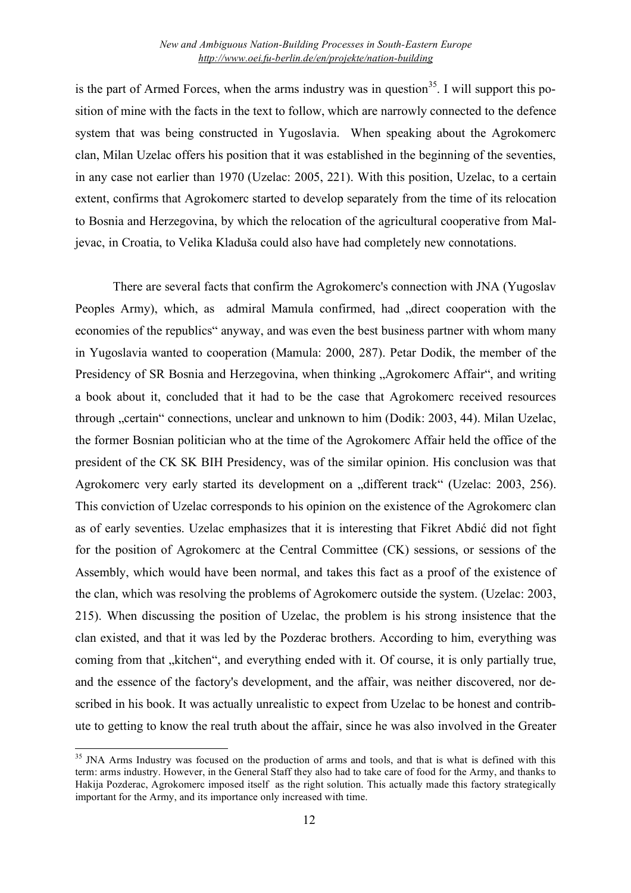is the part of Armed Forces, when the arms industry was in question[35]. I will support this position of mine with the facts in the text to follow, which are narrowly connected to the defence system that was being constructed in Yugoslavia. When speaking about the Agrokomerc clan, Milan Uzelac offers his position that it was established in the beginning of the seventies, in any case not earlier than 1970 (Uzelac: 2005, 221). With this position, Uzelac, to a certain extent, confirms that Agrokomerc started to develop separately from the time of its relocation to Bosnia and Herzegovina, by which the relocation of the agricultural cooperative from Maljevac, in Croatia, to Velika Kladuša could also have had completely new connotations.

There are several facts that confirm the Agrokomerc's connection with JNA (Yugoslav Peoples Army), which, as admiral Mamula confirmed, had „direct cooperation with the economies of the republics“ anyway, and was even the best business partner with whom many in Yugoslavia wanted to cooperation (Mamula: 2000, 287). Petar Dodik, the member of the Presidency of SR Bosnia and Herzegovina, when thinking „Agrokomerc Affair“, and writing a book about it, concluded that it had to be the case that Agrokomerc received resources through „certain“ connections, unclear and unknown to him (Dodik: 2003, 44). Milan Uzelac, the former Bosnian politician who at the time of the Agrokomerc Affair held the office of the president of the CK SK BIH Presidency, was of the similar opinion. His conclusion was that Agrokomerc very early started its development on a „different track“ (Uzelac: 2003, 256). This conviction of Uzelac corresponds to his opinion on the existence of the Agrokomerc clan as of early seventies. Uzelac emphasizes that it is interesting that Fikret Abdić did not fight for the position of Agrokomerc at the Central Committee (CK) sessions, or sessions of the Assembly, which would have been normal, and takes this fact as a proof of the existence of the clan, which was resolving the problems of Agrokomerc outside the system. (Uzelac: 2003, 215). When discussing the position of Uzelac, the problem is his strong insistence that the clan existed, and that it was led by the Pozderac brothers. According to him, everything was coming from that „kitchen“, and everything ended with it. Of course, it is only partially true, and the essence of the factory's development, and the affair, was neither discovered, nor described in his book. It was actually unrealistic to expect from Uzelac to be honest and contribute to getting to know the real truth about the affair, since he was also involved in the Greater

[35] JNA Arms Industry was focused on the production of arms and tools, and that is what is defined with this term: arms industry. However, in the General Staff they also had to take care of food for the Army, and thanks to Hakija Pozderac, Agrokomerc imposed itself as the right solution. This actually made this factory strategically important for the Army, and its importance only increased with time.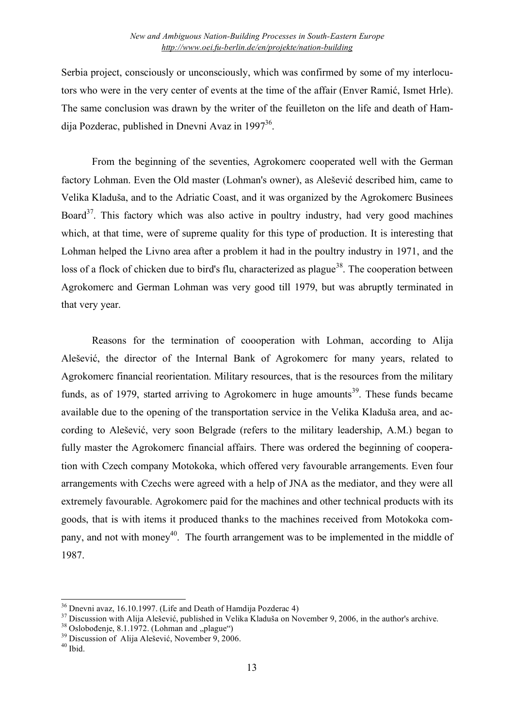Serbia project, consciously or unconsciously, which was confirmed by some of my interlocutors who were in the very center of events at the time of the affair (Enver Ramić, Ismet Hrle). The same conclusion was drawn by the writer of the feuilleton on the life and death of Hamdija Pozderac, published in Dnevni Avaz in 1997[36].

From the beginning of the seventies, Agrokomerc cooperated well with the German factory Lohman. Even the Old master (Lohman's owner), as Alešević described him, came to Velika Kladuša, and to the Adriatic Coast, and it was organized by the Agrokomerc Businees Board[37]. This factory which was also active in poultry industry, had very good machines which, at that time, were of supreme quality for this type of production. It is interesting that Lohman helped the Livno area after a problem it had in the poultry industry in 1971, and the loss of a flock of chicken due to bird's flu, characterized as plague[38]. The cooperation between Agrokomerc and German Lohman was very good till 1979, but was abruptly terminated in that very year.

Reasons for the termination of coooperation with Lohman, according to Alija Alešević, the director of the Internal Bank of Agrokomerc for many years, related to Agrokomerc financial reorientation. Military resources, that is the resources from the military funds, as of 1979, started arriving to Agrokomerc in huge amounts[39]. These funds became available due to the opening of the transportation service in the Velika Kladuša area, and according to Alešević, very soon Belgrade (refers to the military leadership, A.M.) began to fully master the Agrokomerc financial affairs. There was ordered the beginning of cooperation with Czech company Motokoka, which offered very favourable arrangements. Even four arrangements with Czechs were agreed with a help of JNA as the mediator, and they were all extremely favourable. Agrokomerc paid for the machines and other technical products with its goods, that is with items it produced thanks to the machines received from Motokoka company, and not with money[40]. The fourth arrangement was to be implemented in the middle of 1987.

---

[36] Dnevni avaz, 16.10.1997. (Life and Death of Hamdija Pozderac 4)

[37] Discussion with Alija Alešević, published in Velika Kladuša on November 9, 2006, in the author's archive.

[38] Oslobođenje, 8.1.1972. (Lohman and „plague")

[39] Discussion of Alija Alešević, November 9, 2006.

[40] Ibid.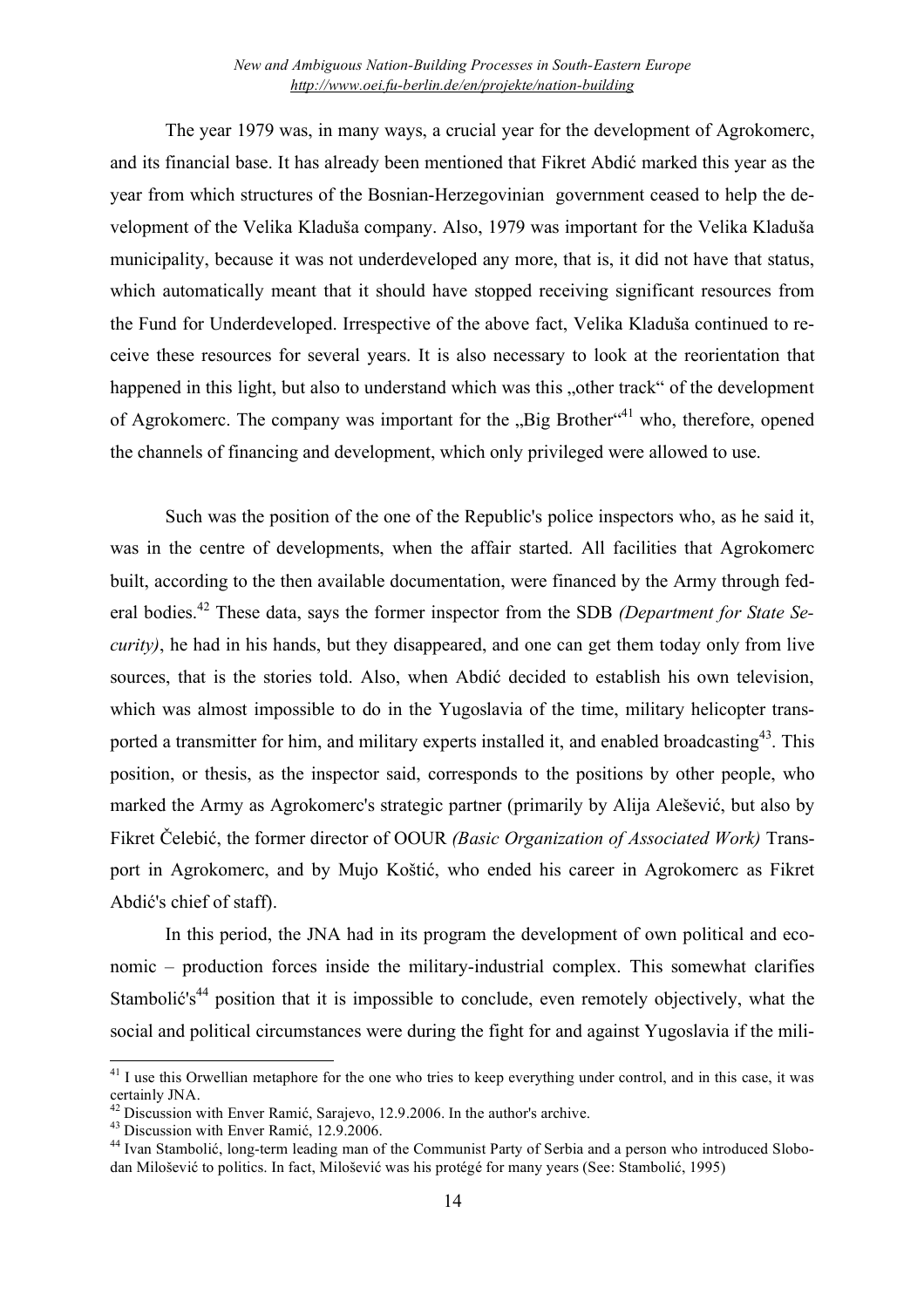The year 1979 was, in many ways, a crucial year for the development of Agrokomerc, and its financial base. It has already been mentioned that Fikret Abdić marked this year as the year from which structures of the Bosnian-Herzegovinian government ceased to help the development of the Velika Kladuša company. Also, 1979 was important for the Velika Kladuša municipality, because it was not underdeveloped any more, that is, it did not have that status, which automatically meant that it should have stopped receiving significant resources from the Fund for Underdeveloped. Irrespective of the above fact, Velika Kladuša continued to receive these resources for several years. It is also necessary to look at the reorientation that happened in this light, but also to understand which was this „other track" of the development of Agrokomerc. The company was important for the „Big Brother"[41] who, therefore, opened the channels of financing and development, which only privileged were allowed to use.

Such was the position of the one of the Republic's police inspectors who, as he said it, was in the centre of developments, when the affair started. All facilities that Agrokomerc built, according to the then available documentation, were financed by the Army through federal bodies.[42] These data, says the former inspector from the SDB *(Department for State Security)*, he had in his hands, but they disappeared, and one can get them today only from live sources, that is the stories told. Also, when Abdić decided to establish his own television, which was almost impossible to do in the Yugoslavia of the time, military helicopter transported a transmitter for him, and military experts installed it, and enabled broadcasting[43]. This position, or thesis, as the inspector said, corresponds to the positions by other people, who marked the Army as Agrokomerc's strategic partner (primarily by Alija Alešević, but also by Fikret Čelebić, the former director of OOUR *(Basic Organization of Associated Work)* Transport in Agrokomerc, and by Mujo Koštić, who ended his career in Agrokomerc as Fikret Abdić's chief of staff).

In this period, the JNA had in its program the development of own political and economic – production forces inside the military-industrial complex. This somewhat clarifies Stambolić's[44] position that it is impossible to conclude, even remotely objectively, what the social and political circumstances were during the fight for and against Yugoslavia if the mili-

---

[41] I use this Orwellian metaphore for the one who tries to keep everything under control, and in this case, it was certainly JNA.

[42] Discussion with Enver Ramić, Sarajevo, 12.9.2006. In the author's archive.

[43] Discussion with Enver Ramić, 12.9.2006.

[44] Ivan Stambolić, long-term leading man of the Communist Party of Serbia and a person who introduced Slobodan Milošević to politics. In fact, Milošević was his protégé for many years (See: Stambolić, 1995)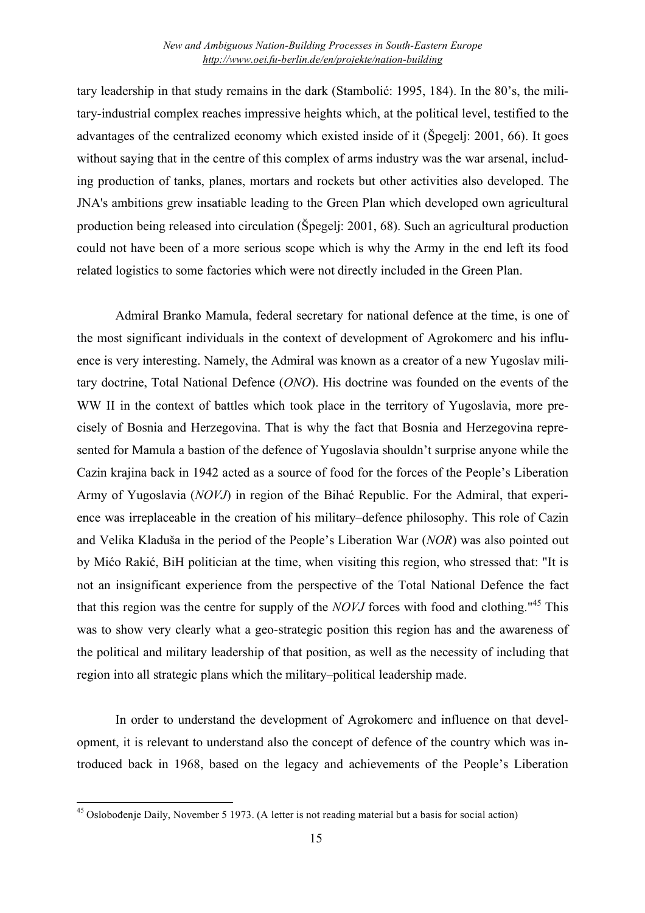tary leadership in that study remains in the dark (Stambolić: 1995, 184). In the 80's, the military-industrial complex reaches impressive heights which, at the political level, testified to the advantages of the centralized economy which existed inside of it (Špegelj: 2001, 66). It goes without saying that in the centre of this complex of arms industry was the war arsenal, including production of tanks, planes, mortars and rockets but other activities also developed. The JNA's ambitions grew insatiable leading to the Green Plan which developed own agricultural production being released into circulation (Špegelj: 2001, 68). Such an agricultural production could not have been of a more serious scope which is why the Army in the end left its food related logistics to some factories which were not directly included in the Green Plan.

Admiral Branko Mamula, federal secretary for national defence at the time, is one of the most significant individuals in the context of development of Agrokomerc and his influence is very interesting. Namely, the Admiral was known as a creator of a new Yugoslav military doctrine, Total National Defence (*ONO*). His doctrine was founded on the events of the WW II in the context of battles which took place in the territory of Yugoslavia, more precisely of Bosnia and Herzegovina. That is why the fact that Bosnia and Herzegovina represented for Mamula a bastion of the defence of Yugoslavia shouldn't surprise anyone while the Cazin krajina back in 1942 acted as a source of food for the forces of the People's Liberation Army of Yugoslavia (*NOVJ*) in region of the Bihać Republic. For the Admiral, that experience was irreplaceable in the creation of his military–defence philosophy. This role of Cazin and Velika Kladuša in the period of the People's Liberation War (*NOR*) was also pointed out by Mićo Rakić, BiH politician at the time, when visiting this region, who stressed that: "It is not an insignificant experience from the perspective of the Total National Defence the fact that this region was the centre for supply of the *NOVJ* forces with food and clothing."[45] This was to show very clearly what a geo-strategic position this region has and the awareness of the political and military leadership of that position, as well as the necessity of including that region into all strategic plans which the military–political leadership made.

In order to understand the development of Agrokomerc and influence on that development, it is relevant to understand also the concept of defence of the country which was introduced back in 1968, based on the legacy and achievements of the People's Liberation

---

[45] Oslobođenje Daily, November 5 1973. (A letter is not reading material but a basis for social action)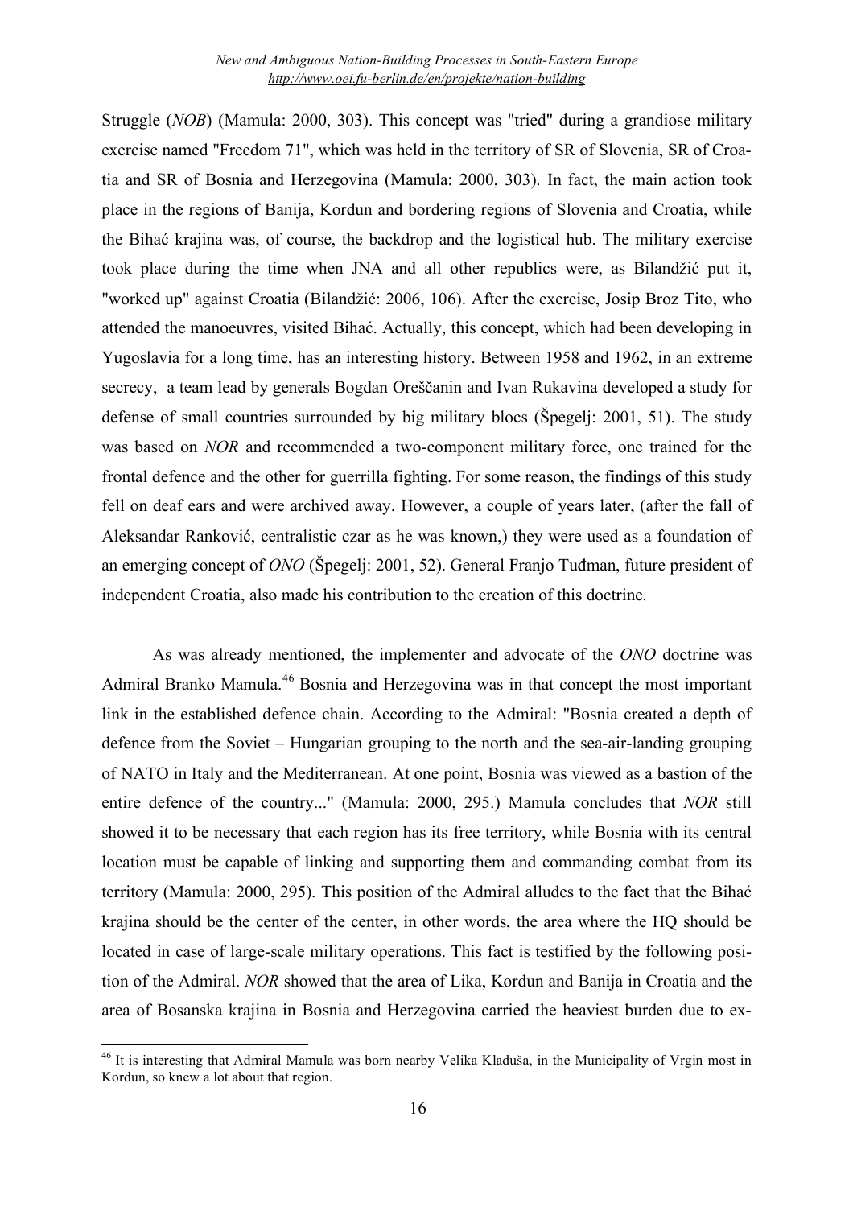Struggle (*NOB*) (Mamula: 2000, 303). This concept was "tried" during a grandiose military exercise named "Freedom 71", which was held in the territory of SR of Slovenia, SR of Croatia and SR of Bosnia and Herzegovina (Mamula: 2000, 303). In fact, the main action took place in the regions of Banija, Kordun and bordering regions of Slovenia and Croatia, while the Bihać krajina was, of course, the backdrop and the logistical hub. The military exercise took place during the time when JNA and all other republics were, as Bilandžić put it, "worked up" against Croatia (Bilandžić: 2006, 106). After the exercise, Josip Broz Tito, who attended the manoeuvres, visited Bihać. Actually, this concept, which had been developing in Yugoslavia for a long time, has an interesting history. Between 1958 and 1962, in an extreme secrecy, a team lead by generals Bogdan Oreščanin and Ivan Rukavina developed a study for defense of small countries surrounded by big military blocs (Špegelj: 2001, 51). The study was based on *NOR* and recommended a two-component military force, one trained for the frontal defence and the other for guerrilla fighting. For some reason, the findings of this study fell on deaf ears and were archived away. However, a couple of years later, (after the fall of Aleksandar Ranković, centralistic czar as he was known,) they were used as a foundation of an emerging concept of *ONO* (Špegelj: 2001, 52). General Franjo Tuđman, future president of independent Croatia, also made his contribution to the creation of this doctrine.

As was already mentioned, the implementer and advocate of the *ONO* doctrine was Admiral Branko Mamula.[46] Bosnia and Herzegovina was in that concept the most important link in the established defence chain. According to the Admiral: "Bosnia created a depth of defence from the Soviet – Hungarian grouping to the north and the sea-air-landing grouping of NATO in Italy and the Mediterranean. At one point, Bosnia was viewed as a bastion of the entire defence of the country..." (Mamula: 2000, 295.) Mamula concludes that *NOR* still showed it to be necessary that each region has its free territory, while Bosnia with its central location must be capable of linking and supporting them and commanding combat from its territory (Mamula: 2000, 295). This position of the Admiral alludes to the fact that the Bihać krajina should be the center of the center, in other words, the area where the HQ should be located in case of large-scale military operations. This fact is testified by the following position of the Admiral. *NOR* showed that the area of Lika, Kordun and Banija in Croatia and the area of Bosanska krajina in Bosnia and Herzegovina carried the heaviest burden due to ex-

[46] It is interesting that Admiral Mamula was born nearby Velika Kladuša, in the Municipality of Vrgin most in Kordun, so knew a lot about that region.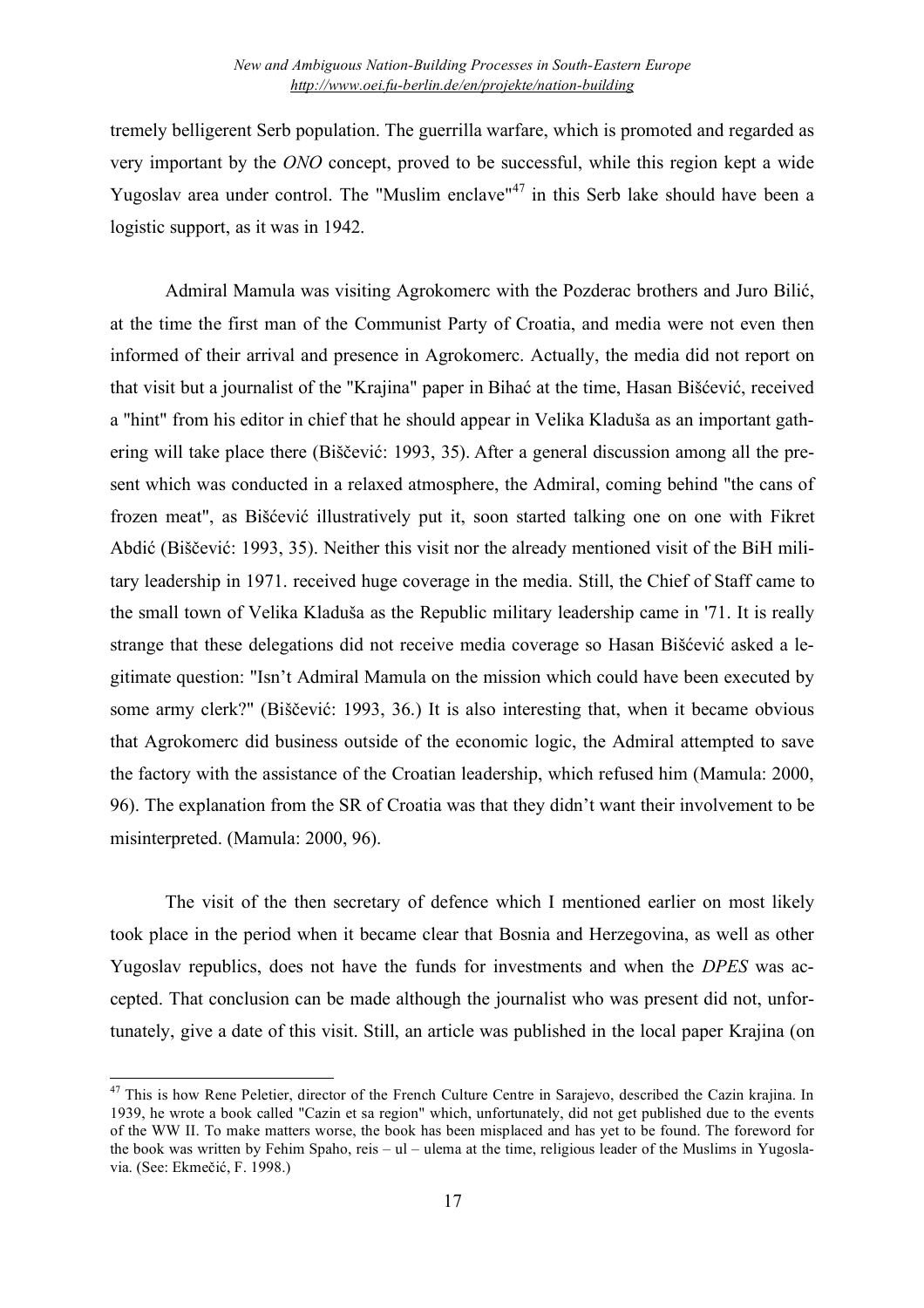tremely belligerent Serb population. The guerrilla warfare, which is promoted and regarded as very important by the *ONO* concept, proved to be successful, while this region kept a wide Yugoslav area under control. The "Muslim enclave"[47] in this Serb lake should have been a logistic support, as it was in 1942.

Admiral Mamula was visiting Agrokomerc with the Pozderac brothers and Juro Bilić, at the time the first man of the Communist Party of Croatia, and media were not even then informed of their arrival and presence in Agrokomerc. Actually, the media did not report on that visit but a journalist of the "Krajina" paper in Bihać at the time, Hasan Bišćević, received a "hint" from his editor in chief that he should appear in Velika Kladuša as an important gathering will take place there (Biščević: 1993, 35). After a general discussion among all the present which was conducted in a relaxed atmosphere, the Admiral, coming behind "the cans of frozen meat", as Bišćević illustratively put it, soon started talking one on one with Fikret Abdić (Biščević: 1993, 35). Neither this visit nor the already mentioned visit of the BiH military leadership in 1971. received huge coverage in the media. Still, the Chief of Staff came to the small town of Velika Kladuša as the Republic military leadership came in '71. It is really strange that these delegations did not receive media coverage so Hasan Bišćević asked a legitimate question: "Isn't Admiral Mamula on the mission which could have been executed by some army clerk?" (Biščević: 1993, 36.) It is also interesting that, when it became obvious that Agrokomerc did business outside of the economic logic, the Admiral attempted to save the factory with the assistance of the Croatian leadership, which refused him (Mamula: 2000, 96). The explanation from the SR of Croatia was that they didn't want their involvement to be misinterpreted. (Mamula: 2000, 96).

The visit of the then secretary of defence which I mentioned earlier on most likely took place in the period when it became clear that Bosnia and Herzegovina, as well as other Yugoslav republics, does not have the funds for investments and when the *DPES* was accepted. That conclusion can be made although the journalist who was present did not, unfortunately, give a date of this visit. Still, an article was published in the local paper Krajina (on

---

[47] This is how Rene Peletier, director of the French Culture Centre in Sarajevo, described the Cazin krajina. In 1939, he wrote a book called "Cazin et sa region" which, unfortunately, did not get published due to the events of the WW II. To make matters worse, the book has been misplaced and has yet to be found. The foreword for the book was written by Fehim Spaho, reis – ul – ulema at the time, religious leader of the Muslims in Yugoslavia. (See: Ekmečić, F. 1998.)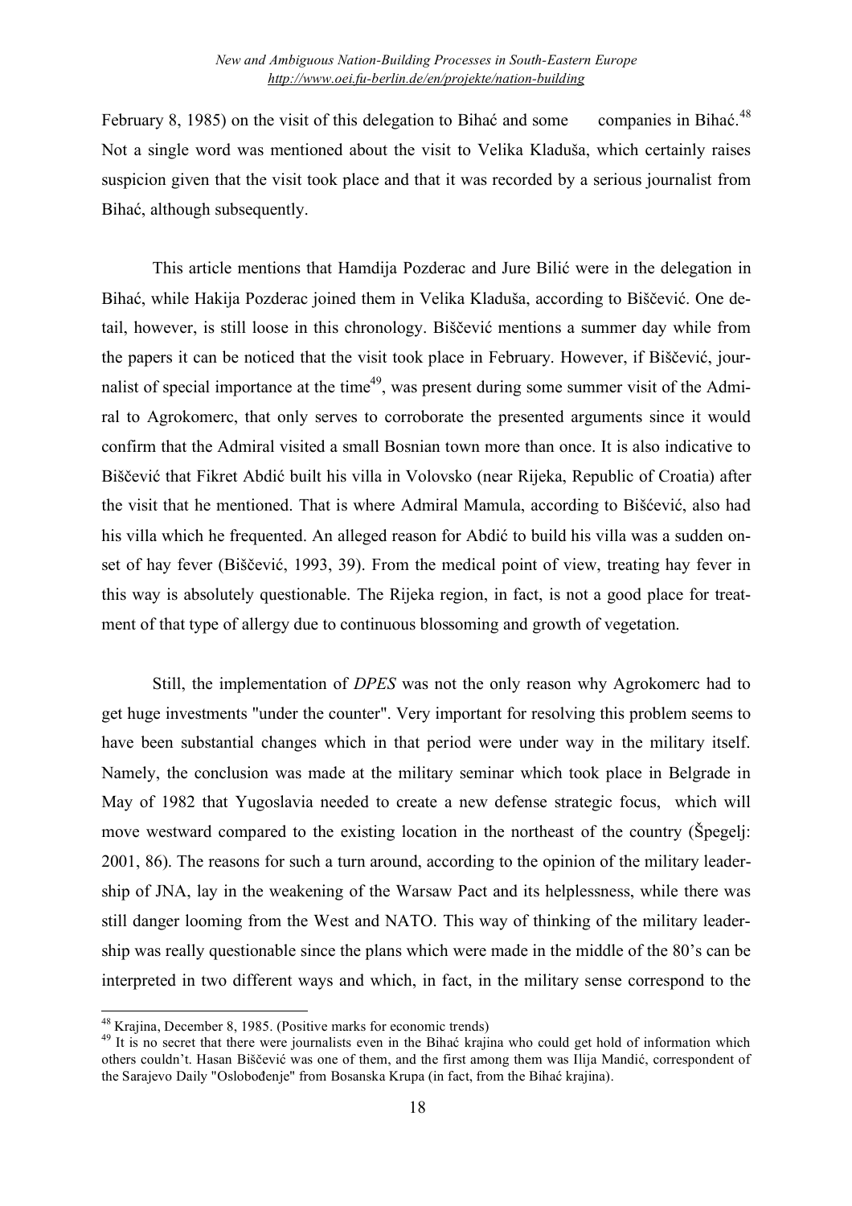February 8, 1985) on the visit of this delegation to Bihać and some companies in Bihać.[48] Not a single word was mentioned about the visit to Velika Kladuša, which certainly raises suspicion given that the visit took place and that it was recorded by a serious journalist from Bihać, although subsequently.

This article mentions that Hamdija Pozderac and Jure Bilić were in the delegation in Bihać, while Hakija Pozderac joined them in Velika Kladuša, according to Biščević. One detail, however, is still loose in this chronology. Biščević mentions a summer day while from the papers it can be noticed that the visit took place in February. However, if Biščević, journalist of special importance at the time[49], was present during some summer visit of the Admiral to Agrokomerc, that only serves to corroborate the presented arguments since it would confirm that the Admiral visited a small Bosnian town more than once. It is also indicative to Biščević that Fikret Abdić built his villa in Volovsko (near Rijeka, Republic of Croatia) after the visit that he mentioned. That is where Admiral Mamula, according to Bišćević, also had his villa which he frequented. An alleged reason for Abdić to build his villa was a sudden onset of hay fever (Biščević, 1993, 39). From the medical point of view, treating hay fever in this way is absolutely questionable. The Rijeka region, in fact, is not a good place for treatment of that type of allergy due to continuous blossoming and growth of vegetation.

Still, the implementation of *DPES* was not the only reason why Agrokomerc had to get huge investments "under the counter". Very important for resolving this problem seems to have been substantial changes which in that period were under way in the military itself. Namely, the conclusion was made at the military seminar which took place in Belgrade in May of 1982 that Yugoslavia needed to create a new defense strategic focus, which will move westward compared to the existing location in the northeast of the country (Špegelj: 2001, 86). The reasons for such a turn around, according to the opinion of the military leadership of JNA, lay in the weakening of the Warsaw Pact and its helplessness, while there was still danger looming from the West and NATO. This way of thinking of the military leadership was really questionable since the plans which were made in the middle of the 80's can be interpreted in two different ways and which, in fact, in the military sense correspond to the

---

[48] Krajina, December 8, 1985. (Positive marks for economic trends)

[49] It is no secret that there were journalists even in the Bihać krajina who could get hold of information which others couldn't. Hasan Biščević was one of them, and the first among them was Ilija Mandić, correspondent of the Sarajevo Daily "Oslobođenje" from Bosanska Krupa (in fact, from the Bihać krajina).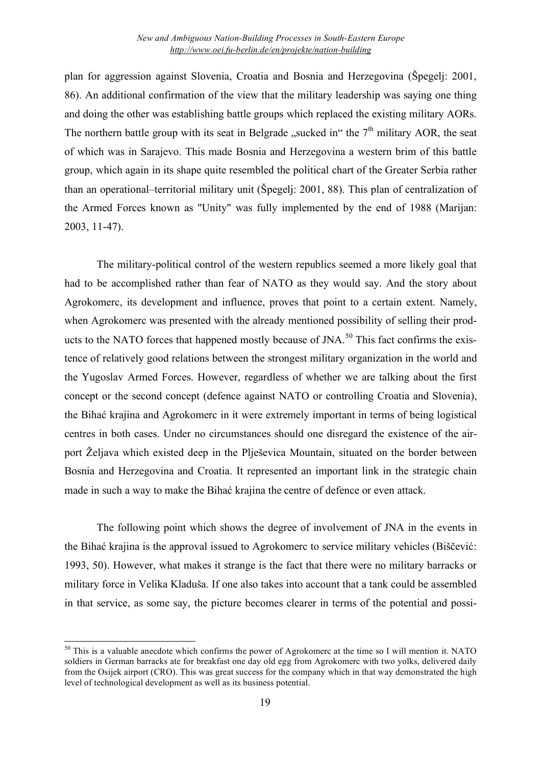plan for aggression against Slovenia, Croatia and Bosnia and Herzegovina (Špegelj: 2001, 86). An additional confirmation of the view that the military leadership was saying one thing and doing the other was establishing battle groups which replaced the existing military AORs. The northern battle group with its seat in Belgrade „sucked in" the 7th military AOR, the seat of which was in Sarajevo. This made Bosnia and Herzegovina a western brim of this battle group, which again in its shape quite resembled the political chart of the Greater Serbia rather than an operational–territorial military unit (Špegelj: 2001, 88). This plan of centralization of the Armed Forces known as "Unity" was fully implemented by the end of 1988 (Marijan: 2003, 11-47).

The military-political control of the western republics seemed a more likely goal that had to be accomplished rather than fear of NATO as they would say. And the story about Agrokomerc, its development and influence, proves that point to a certain extent. Namely, when Agrokomerc was presented with the already mentioned possibility of selling their products to the NATO forces that happened mostly because of JNA.[50] This fact confirms the existence of relatively good relations between the strongest military organization in the world and the Yugoslav Armed Forces. However, regardless of whether we are talking about the first concept or the second concept (defence against NATO or controlling Croatia and Slovenia), the Bihać krajina and Agrokomerc in it were extremely important in terms of being logistical centres in both cases. Under no circumstances should one disregard the existence of the airport Željava which existed deep in the Plješevica Mountain, situated on the border between Bosnia and Herzegovina and Croatia. It represented an important link in the strategic chain made in such a way to make the Bihać krajina the centre of defence or even attack.

The following point which shows the degree of involvement of JNA in the events in the Bihać krajina is the approval issued to Agrokomerc to service military vehicles (Biščević: 1993, 50). However, what makes it strange is the fact that there were no military barracks or military force in Velika Kladuša. If one also takes into account that a tank could be assembled in that service, as some say, the picture becomes clearer in terms of the potential and possi-

---

[50] This is a valuable anecdote which confirms the power of Agrokomerc at the time so I will mention it. NATO soldiers in German barracks ate for breakfast one day old egg from Agrokomerc with two yolks, delivered daily from the Osijek airport (CRO). This was great success for the company which in that way demonstrated the high level of technological development as well as its business potential.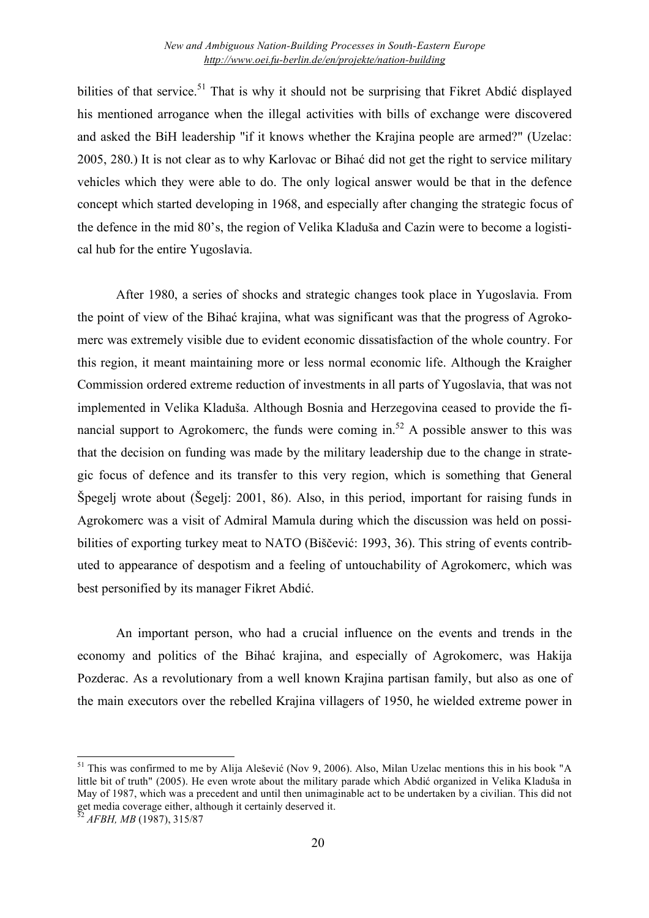bilities of that service.[51] That is why it should not be surprising that Fikret Abdić displayed his mentioned arrogance when the illegal activities with bills of exchange were discovered and asked the BiH leadership "if it knows whether the Krajina people are armed?" (Uzelac: 2005, 280.) It is not clear as to why Karlovac or Bihać did not get the right to service military vehicles which they were able to do. The only logical answer would be that in the defence concept which started developing in 1968, and especially after changing the strategic focus of the defence in the mid 80's, the region of Velika Kladuša and Cazin were to become a logistical hub for the entire Yugoslavia.

After 1980, a series of shocks and strategic changes took place in Yugoslavia. From the point of view of the Bihać krajina, what was significant was that the progress of Agrokomerc was extremely visible due to evident economic dissatisfaction of the whole country. For this region, it meant maintaining more or less normal economic life. Although the Kraigher Commission ordered extreme reduction of investments in all parts of Yugoslavia, that was not implemented in Velika Kladuša. Although Bosnia and Herzegovina ceased to provide the financial support to Agrokomerc, the funds were coming in.[52] A possible answer to this was that the decision on funding was made by the military leadership due to the change in strategic focus of defence and its transfer to this very region, which is something that General Špegelj wrote about (Šegelj: 2001, 86). Also, in this period, important for raising funds in Agrokomerc was a visit of Admiral Mamula during which the discussion was held on possibilities of exporting turkey meat to NATO (Biščević: 1993, 36). This string of events contributed to appearance of despotism and a feeling of untouchability of Agrokomerc, which was best personified by its manager Fikret Abdić.

An important person, who had a crucial influence on the events and trends in the economy and politics of the Bihać krajina, and especially of Agrokomerc, was Hakija Pozderac. As a revolutionary from a well known Krajina partisan family, but also as one of the main executors over the rebelled Krajina villagers of 1950, he wielded extreme power in

---

[51] This was confirmed to me by Alija Alešević (Nov 9, 2006). Also, Milan Uzelac mentions this in his book "A little bit of truth" (2005). He even wrote about the military parade which Abdić organized in Velika Kladuša in May of 1987, which was a precedent and until then unimaginable act to be undertaken by a civilian. This did not get media coverage either, although it certainly deserved it.

[52] *AFBH, MB* (1987), 315/87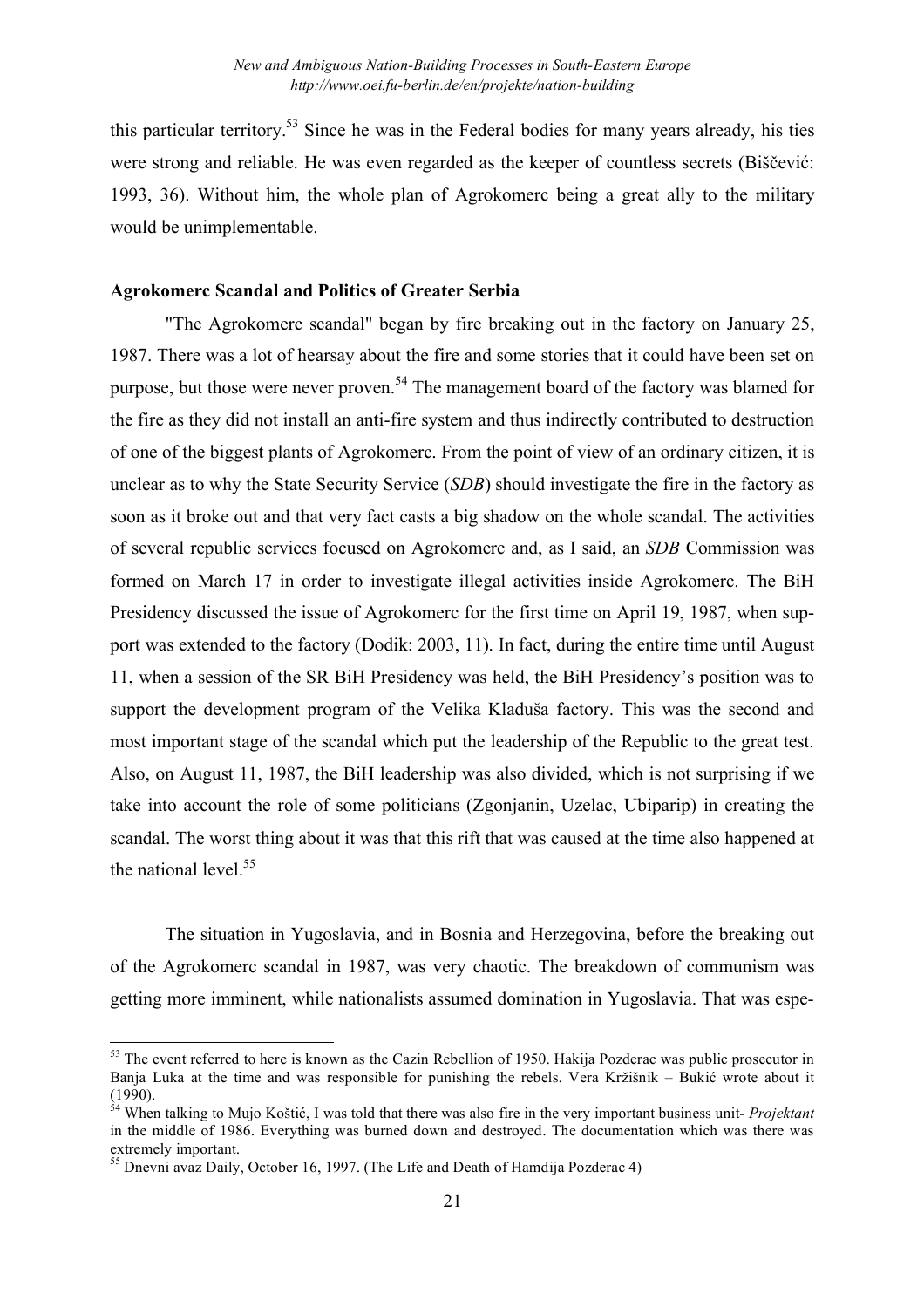this particular territory.[53] Since he was in the Federal bodies for many years already, his ties were strong and reliable. He was even regarded as the keeper of countless secrets (Biščević: 1993, 36). Without him, the whole plan of Agrokomerc being a great ally to the military would be unimplementable.

**Agrokomerc Scandal and Politics of Greater Serbia**

"The Agrokomerc scandal" began by fire breaking out in the factory on January 25, 1987. There was a lot of hearsay about the fire and some stories that it could have been set on purpose, but those were never proven.[54] The management board of the factory was blamed for the fire as they did not install an anti-fire system and thus indirectly contributed to destruction of one of the biggest plants of Agrokomerc. From the point of view of an ordinary citizen, it is unclear as to why the State Security Service (*SDB*) should investigate the fire in the factory as soon as it broke out and that very fact casts a big shadow on the whole scandal. The activities of several republic services focused on Agrokomerc and, as I said, an *SDB* Commission was formed on March 17 in order to investigate illegal activities inside Agrokomerc. The BiH Presidency discussed the issue of Agrokomerc for the first time on April 19, 1987, when support was extended to the factory (Dodik: 2003, 11). In fact, during the entire time until August 11, when a session of the SR BiH Presidency was held, the BiH Presidency's position was to support the development program of the Velika Kladuša factory. This was the second and most important stage of the scandal which put the leadership of the Republic to the great test. Also, on August 11, 1987, the BiH leadership was also divided, which is not surprising if we take into account the role of some politicians (Zgonjanin, Uzelac, Ubiparip) in creating the scandal. The worst thing about it was that this rift that was caused at the time also happened at the national level.[55]

The situation in Yugoslavia, and in Bosnia and Herzegovina, before the breaking out of the Agrokomerc scandal in 1987, was very chaotic. The breakdown of communism was getting more imminent, while nationalists assumed domination in Yugoslavia. That was espe-

---

[53] The event referred to here is known as the Cazin Rebellion of 1950. Hakija Pozderac was public prosecutor in Banja Luka at the time and was responsible for punishing the rebels. Vera Kržišnik – Bukić wrote about it (1990).

[54] When talking to Mujo Koštić, I was told that there was also fire in the very important business unit- *Projektant* in the middle of 1986. Everything was burned down and destroyed. The documentation which was there was extremely important.

[55] Dnevni avaz Daily, October 16, 1997. (The Life and Death of Hamdija Pozderac 4)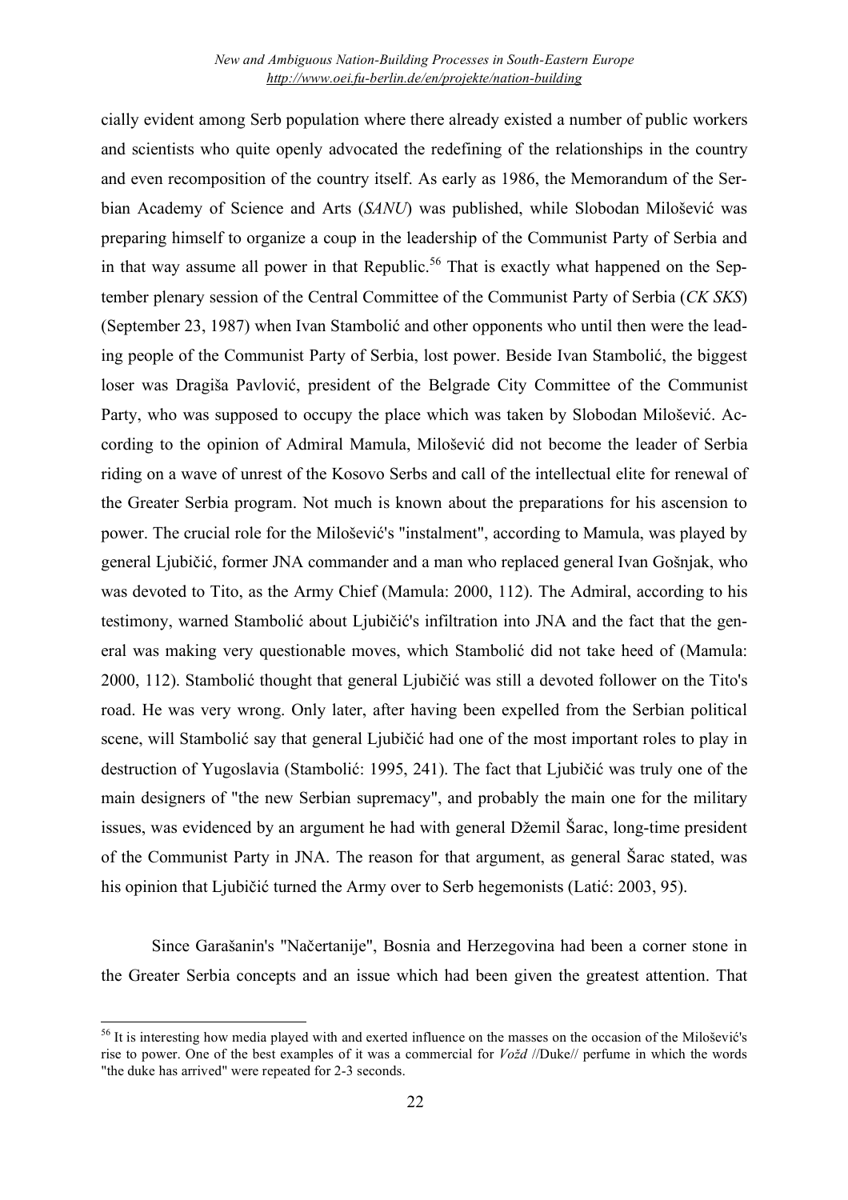cially evident among Serb population where there already existed a number of public workers and scientists who quite openly advocated the redefining of the relationships in the country and even recomposition of the country itself. As early as 1986, the Memorandum of the Serbian Academy of Science and Arts (*SANU*) was published, while Slobodan Milošević was preparing himself to organize a coup in the leadership of the Communist Party of Serbia and in that way assume all power in that Republic.[56] That is exactly what happened on the September plenary session of the Central Committee of the Communist Party of Serbia (*CK SKS*) (September 23, 1987) when Ivan Stambolić and other opponents who until then were the leading people of the Communist Party of Serbia, lost power. Beside Ivan Stambolić, the biggest loser was Dragiša Pavlović, president of the Belgrade City Committee of the Communist Party, who was supposed to occupy the place which was taken by Slobodan Milošević. According to the opinion of Admiral Mamula, Milošević did not become the leader of Serbia riding on a wave of unrest of the Kosovo Serbs and call of the intellectual elite for renewal of the Greater Serbia program. Not much is known about the preparations for his ascension to power. The crucial role for the Milošević's "instalment", according to Mamula, was played by general Ljubičić, former JNA commander and a man who replaced general Ivan Gošnjak, who was devoted to Tito, as the Army Chief (Mamula: 2000, 112). The Admiral, according to his testimony, warned Stambolić about Ljubičić's infiltration into JNA and the fact that the general was making very questionable moves, which Stambolić did not take heed of (Mamula: 2000, 112). Stambolić thought that general Ljubičić was still a devoted follower on the Tito's road. He was very wrong. Only later, after having been expelled from the Serbian political scene, will Stambolić say that general Ljubičić had one of the most important roles to play in destruction of Yugoslavia (Stambolić: 1995, 241). The fact that Ljubičić was truly one of the main designers of "the new Serbian supremacy", and probably the main one for the military issues, was evidenced by an argument he had with general Džemil Šarac, long-time president of the Communist Party in JNA. The reason for that argument, as general Šarac stated, was his opinion that Ljubičić turned the Army over to Serb hegemonists (Latić: 2003, 95).

Since Garašanin's "Načertanije", Bosnia and Herzegovina had been a corner stone in the Greater Serbia concepts and an issue which had been given the greatest attention. That

---

[56] It is interesting how media played with and exerted influence on the masses on the occasion of the Milošević's rise to power. One of the best examples of it was a commercial for *Vožd* //Duke// perfume in which the words "the duke has arrived" were repeated for 2-3 seconds.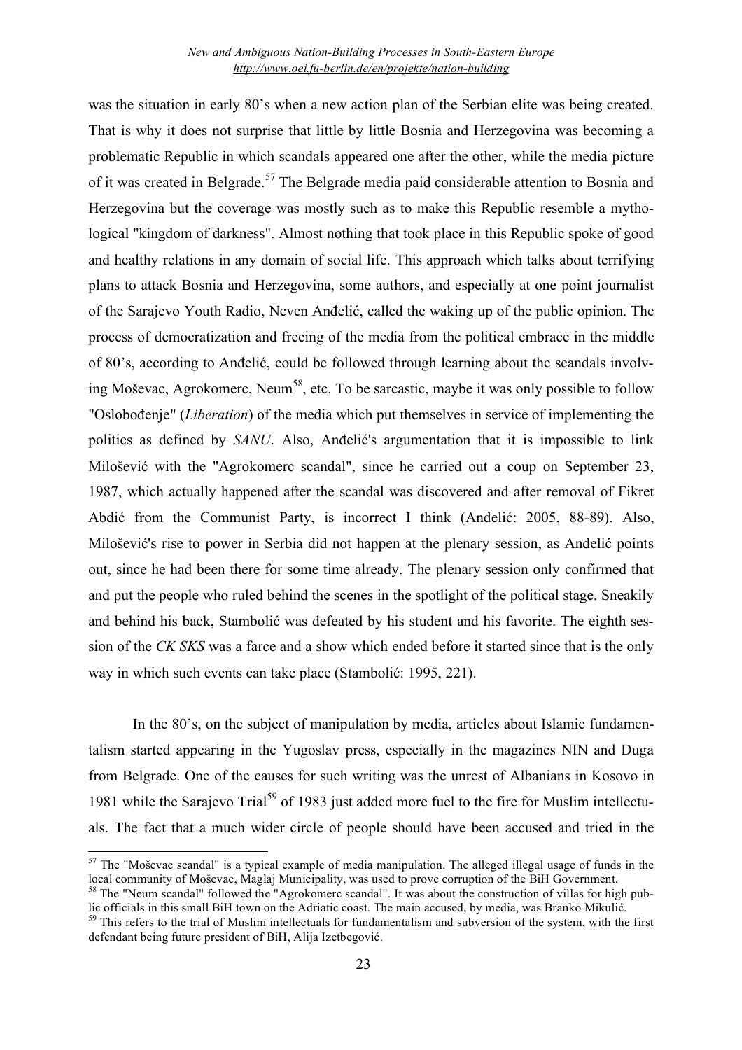was the situation in early 80's when a new action plan of the Serbian elite was being created. That is why it does not surprise that little by little Bosnia and Herzegovina was becoming a problematic Republic in which scandals appeared one after the other, while the media picture of it was created in Belgrade.[57] The Belgrade media paid considerable attention to Bosnia and Herzegovina but the coverage was mostly such as to make this Republic resemble a mythological "kingdom of darkness". Almost nothing that took place in this Republic spoke of good and healthy relations in any domain of social life. This approach which talks about terrifying plans to attack Bosnia and Herzegovina, some authors, and especially at one point journalist of the Sarajevo Youth Radio, Neven Anđelić, called the waking up of the public opinion. The process of democratization and freeing of the media from the political embrace in the middle of 80's, according to Anđelić, could be followed through learning about the scandals involving Moševac, Agrokomerc, Neum[58], etc. To be sarcastic, maybe it was only possible to follow "Oslobođenje" (*Liberation*) of the media which put themselves in service of implementing the politics as defined by *SANU*. Also, Anđelić's argumentation that it is impossible to link Milošević with the "Agrokomerc scandal", since he carried out a coup on September 23, 1987, which actually happened after the scandal was discovered and after removal of Fikret Abdić from the Communist Party, is incorrect I think (Anđelić: 2005, 88-89). Also, Milošević's rise to power in Serbia did not happen at the plenary session, as Anđelić points out, since he had been there for some time already. The plenary session only confirmed that and put the people who ruled behind the scenes in the spotlight of the political stage. Sneakily and behind his back, Stambolić was defeated by his student and his favorite. The eighth session of the *CK SKS* was a farce and a show which ended before it started since that is the only way in which such events can take place (Stambolić: 1995, 221).

In the 80's, on the subject of manipulation by media, articles about Islamic fundamentalism started appearing in the Yugoslav press, especially in the magazines NIN and Duga from Belgrade. One of the causes for such writing was the unrest of Albanians in Kosovo in 1981 while the Sarajevo Trial[59] of 1983 just added more fuel to the fire for Muslim intellectuals. The fact that a much wider circle of people should have been accused and tried in the

---

[57] The "Moševac scandal" is a typical example of media manipulation. The alleged illegal usage of funds in the local community of Moševac, Maglaj Municipality, was used to prove corruption of the BiH Government.

[58] The "Neum scandal" followed the "Agrokomerc scandal". It was about the construction of villas for high public officials in this small BiH town on the Adriatic coast. The main accused, by media, was Branko Mikulić.

[59] This refers to the trial of Muslim intellectuals for fundamentalism and subversion of the system, with the first defendant being future president of BiH, Alija Izetbegović.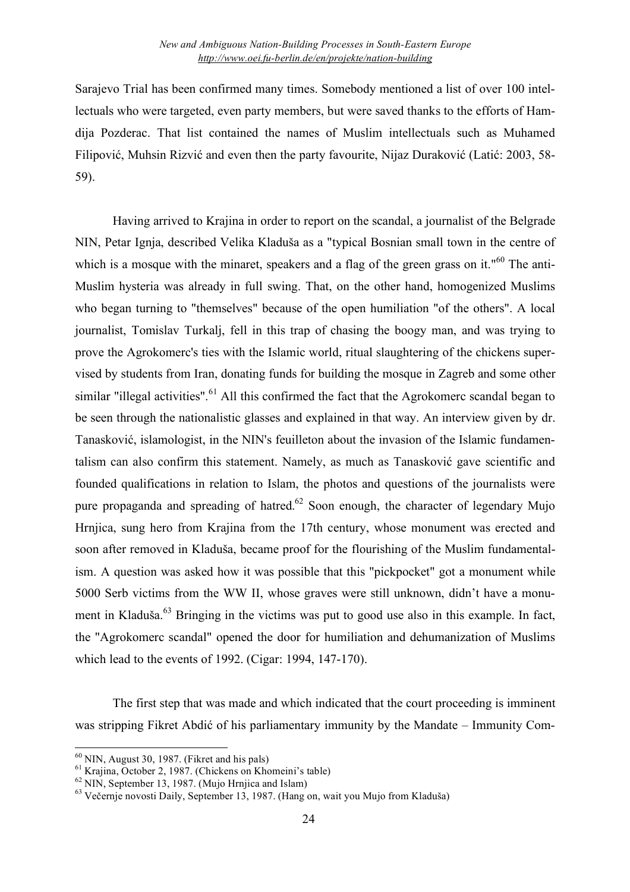Sarajevo Trial has been confirmed many times. Somebody mentioned a list of over 100 intellectuals who were targeted, even party members, but were saved thanks to the efforts of Hamdija Pozderac. That list contained the names of Muslim intellectuals such as Muhamed Filipović, Muhsin Rizvić and even then the party favourite, Nijaz Duraković (Latić: 2003, 58-59).

Having arrived to Krajina in order to report on the scandal, a journalist of the Belgrade NIN, Petar Ignja, described Velika Kladuša as a "typical Bosnian small town in the centre of which is a mosque with the minaret, speakers and a flag of the green grass on it."[60] The anti-Muslim hysteria was already in full swing. That, on the other hand, homogenized Muslims who began turning to "themselves" because of the open humiliation "of the others". A local journalist, Tomislav Turkalj, fell in this trap of chasing the boogy man, and was trying to prove the Agrokomerc's ties with the Islamic world, ritual slaughtering of the chickens supervised by students from Iran, donating funds for building the mosque in Zagreb and some other similar "illegal activities".[61] All this confirmed the fact that the Agrokomerc scandal began to be seen through the nationalistic glasses and explained in that way. An interview given by dr. Tanasković, islamologist, in the NIN's feuilleton about the invasion of the Islamic fundamentalism can also confirm this statement. Namely, as much as Tanasković gave scientific and founded qualifications in relation to Islam, the photos and questions of the journalists were pure propaganda and spreading of hatred.[62] Soon enough, the character of legendary Mujo Hrnjica, sung hero from Krajina from the 17th century, whose monument was erected and soon after removed in Kladuša, became proof for the flourishing of the Muslim fundamentalism. A question was asked how it was possible that this "pickpocket" got a monument while 5000 Serb victims from the WW II, whose graves were still unknown, didn't have a monument in Kladuša.[63] Bringing in the victims was put to good use also in this example. In fact, the "Agrokomerc scandal" opened the door for humiliation and dehumanization of Muslims which lead to the events of 1992. (Cigar: 1994, 147-170).

The first step that was made and which indicated that the court proceeding is imminent was stripping Fikret Abdić of his parliamentary immunity by the Mandate – Immunity Com-

---

[60] NIN, August 30, 1987. (Fikret and his pals)

[61] Krajina, October 2, 1987. (Chickens on Khomeini's table)

[62] NIN, September 13, 1987. (Mujo Hrnjica and Islam)

[63] Večernje novosti Daily, September 13, 1987. (Hang on, wait you Mujo from Kladuša)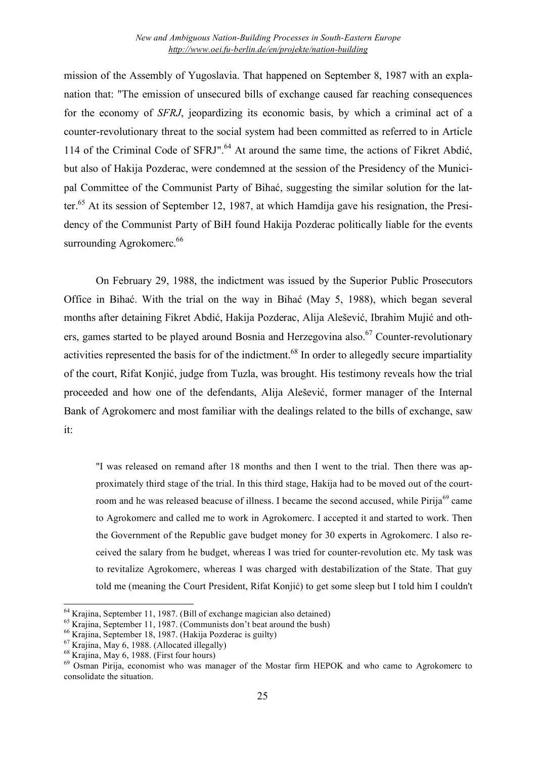mission of the Assembly of Yugoslavia. That happened on September 8, 1987 with an explanation that: "The emission of unsecured bills of exchange caused far reaching consequences for the economy of *SFRJ*, jeopardizing its economic basis, by which a criminal act of a counter-revolutionary threat to the social system had been committed as referred to in Article 114 of the Criminal Code of SFRJ".[64] At around the same time, the actions of Fikret Abdić, but also of Hakija Pozderac, were condemned at the session of the Presidency of the Municipal Committee of the Communist Party of Bihać, suggesting the similar solution for the latter.[65] At its session of September 12, 1987, at which Hamdija gave his resignation, the Presidency of the Communist Party of BiH found Hakija Pozderac politically liable for the events surrounding Agrokomerc.[66]

On February 29, 1988, the indictment was issued by the Superior Public Prosecutors Office in Bihać. With the trial on the way in Bihać (May 5, 1988), which began several months after detaining Fikret Abdić, Hakija Pozderac, Alija Alešević, Ibrahim Mujić and others, games started to be played around Bosnia and Herzegovina also.[67] Counter-revolutionary activities represented the basis for of the indictment.[68] In order to allegedly secure impartiality of the court, Rifat Konjić, judge from Tuzla, was brought. His testimony reveals how the trial proceeded and how one of the defendants, Alija Alešević, former manager of the Internal Bank of Agrokomerc and most familiar with the dealings related to the bills of exchange, saw it:

> "I was released on remand after 18 months and then I went to the trial. Then there was approximately third stage of the trial. In this third stage, Hakija had to be moved out of the courtroom and he was released beacuse of illness. I became the second accused, while Pirija[69] came to Agrokomerc and called me to work in Agrokomerc. I accepted it and started to work. Then the Government of the Republic gave budget money for 30 experts in Agrokomerc. I also received the salary from he budget, whereas I was tried for counter-revolution etc. My task was to revitalize Agrokomerc, whereas I was charged with destabilization of the State. That guy told me (meaning the Court President, Rifat Konjić) to get some sleep but I told him I couldn't

---

[64] Krajina, September 11, 1987. (Bill of exchange magician also detained)

[65] Krajina, September 11, 1987. (Communists don't beat around the bush)

[66] Krajina, September 18, 1987. (Hakija Pozderac is guilty)

[67] Krajina, May 6, 1988. (Allocated illegally)

[68] Krajina, May 6, 1988. (First four hours)

[69] Osman Pirija, economist who was manager of the Mostar firm HEPOK and who came to Agrokomerc to consolidate the situation.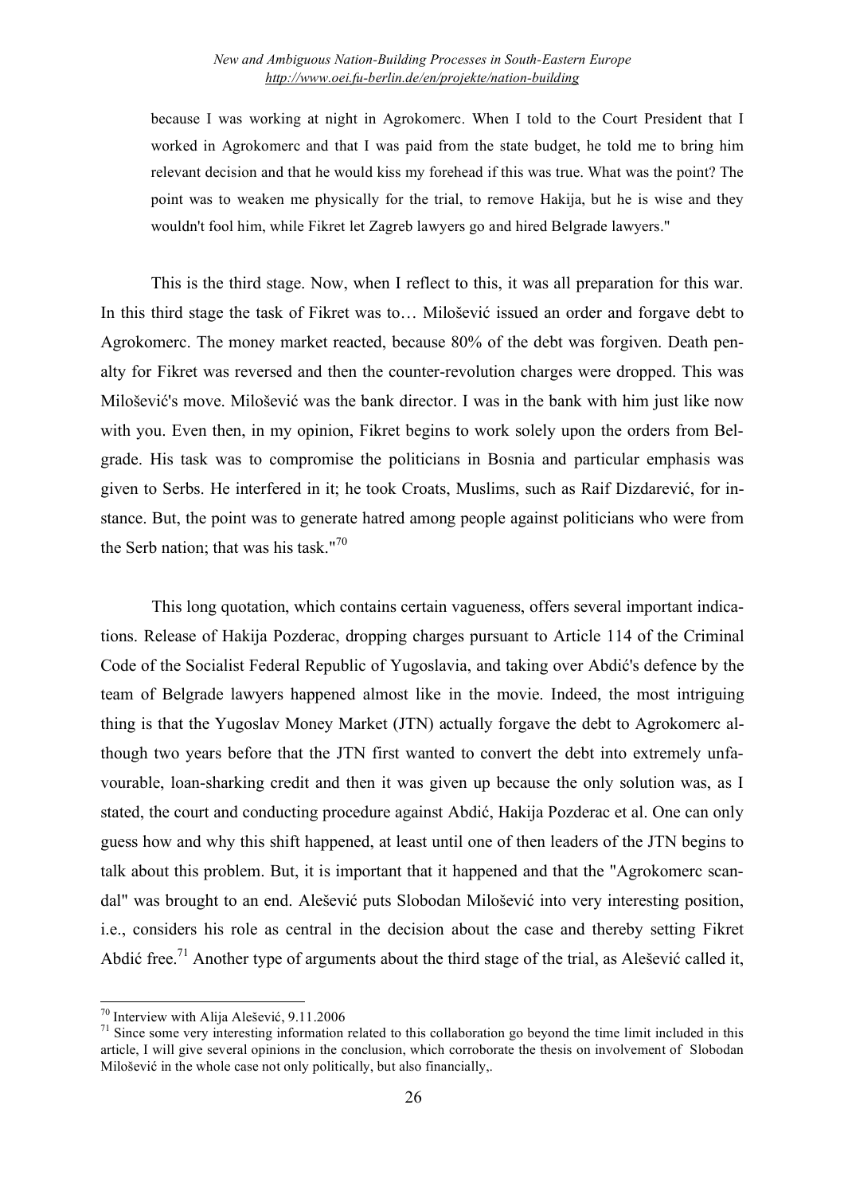> because I was working at night in Agrokomerc. When I told to the Court President that I worked in Agrokomerc and that I was paid from the state budget, he told me to bring him relevant decision and that he would kiss my forehead if this was true. What was the point? The point was to weaken me physically for the trial, to remove Hakija, but he is wise and they wouldn't fool him, while Fikret let Zagreb lawyers go and hired Belgrade lawyers."

This is the third stage. Now, when I reflect to this, it was all preparation for this war. In this third stage the task of Fikret was to… Milošević issued an order and forgave debt to Agrokomerc. The money market reacted, because 80% of the debt was forgiven. Death penalty for Fikret was reversed and then the counter-revolution charges were dropped. This was Milošević's move. Milošević was the bank director. I was in the bank with him just like now with you. Even then, in my opinion, Fikret begins to work solely upon the orders from Belgrade. His task was to compromise the politicians in Bosnia and particular emphasis was given to Serbs. He interfered in it; he took Croats, Muslims, such as Raif Dizdarević, for instance. But, the point was to generate hatred among people against politicians who were from the Serb nation; that was his task."[70]

This long quotation, which contains certain vagueness, offers several important indications. Release of Hakija Pozderac, dropping charges pursuant to Article 114 of the Criminal Code of the Socialist Federal Republic of Yugoslavia, and taking over Abdić's defence by the team of Belgrade lawyers happened almost like in the movie. Indeed, the most intriguing thing is that the Yugoslav Money Market (JTN) actually forgave the debt to Agrokomerc although two years before that the JTN first wanted to convert the debt into extremely unfavourable, loan-sharking credit and then it was given up because the only solution was, as I stated, the court and conducting procedure against Abdić, Hakija Pozderac et al. One can only guess how and why this shift happened, at least until one of then leaders of the JTN begins to talk about this problem. But, it is important that it happened and that the "Agrokomerc scandal" was brought to an end. Alešević puts Slobodan Milošević into very interesting position, i.e., considers his role as central in the decision about the case and thereby setting Fikret Abdić free.[71] Another type of arguments about the third stage of the trial, as Alešević called it,

---

[70] Interview with Alija Alešević, 9.11.2006

[71] Since some very interesting information related to this collaboration go beyond the time limit included in this article, I will give several opinions in the conclusion, which corroborate the thesis on involvement of Slobodan Milošević in the whole case not only politically, but also financially,.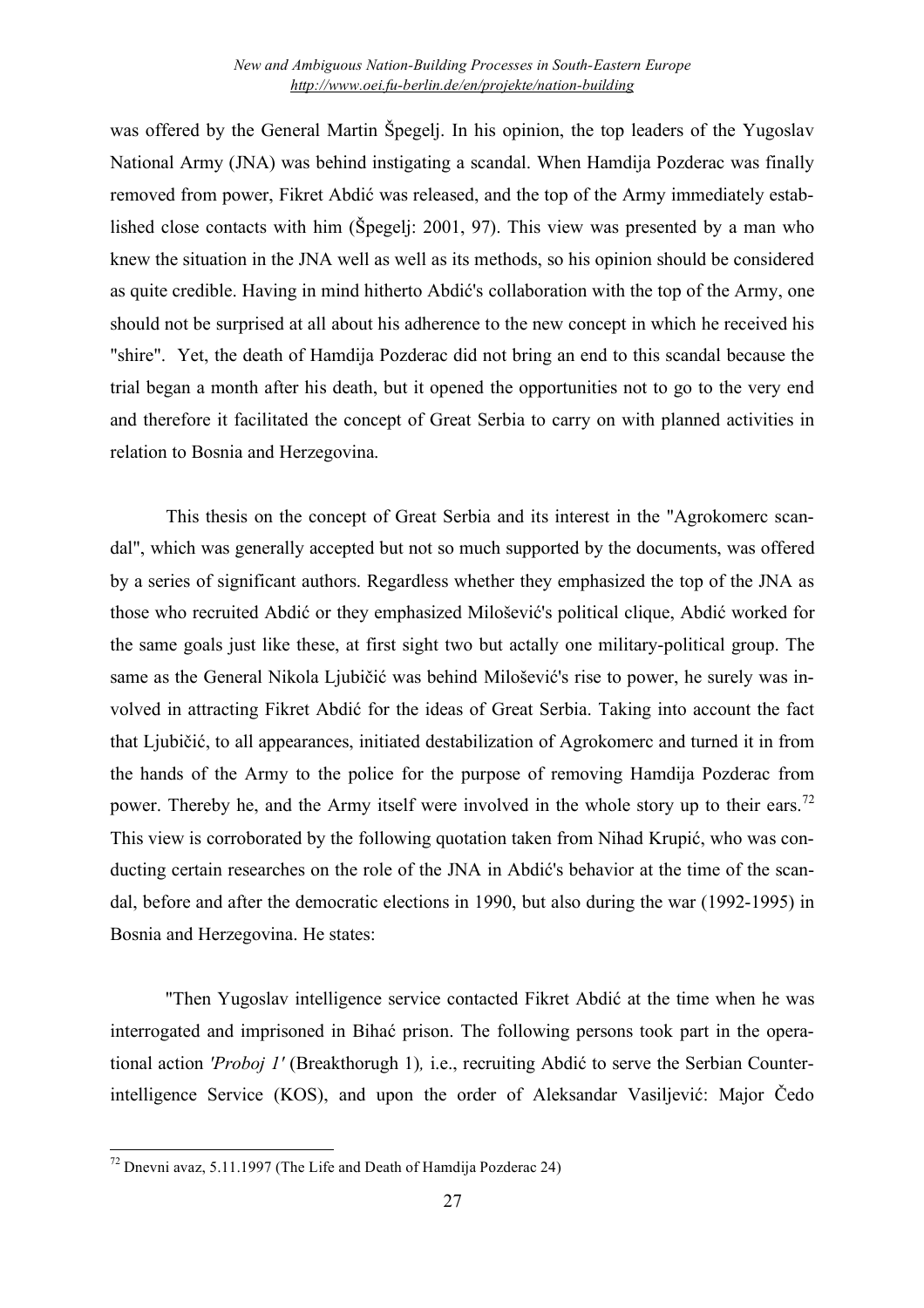was offered by the General Martin Špegelj. In his opinion, the top leaders of the Yugoslav National Army (JNA) was behind instigating a scandal. When Hamdija Pozderac was finally removed from power, Fikret Abdić was released, and the top of the Army immediately established close contacts with him (Špegelj: 2001, 97). This view was presented by a man who knew the situation in the JNA well as well as its methods, so his opinion should be considered as quite credible. Having in mind hitherto Abdić's collaboration with the top of the Army, one should not be surprised at all about his adherence to the new concept in which he received his "shire". Yet, the death of Hamdija Pozderac did not bring an end to this scandal because the trial began a month after his death, but it opened the opportunities not to go to the very end and therefore it facilitated the concept of Great Serbia to carry on with planned activities in relation to Bosnia and Herzegovina.

This thesis on the concept of Great Serbia and its interest in the "Agrokomerc scandal", which was generally accepted but not so much supported by the documents, was offered by a series of significant authors. Regardless whether they emphasized the top of the JNA as those who recruited Abdić or they emphasized Milošević's political clique, Abdić worked for the same goals just like these, at first sight two but actally one military-political group. The same as the General Nikola Ljubičić was behind Milošević's rise to power, he surely was involved in attracting Fikret Abdić for the ideas of Great Serbia. Taking into account the fact that Ljubičić, to all appearances, initiated destabilization of Agrokomerc and turned it in from the hands of the Army to the police for the purpose of removing Hamdija Pozderac from power. Thereby he, and the Army itself were involved in the whole story up to their ears.[72] This view is corroborated by the following quotation taken from Nihad Krupić, who was conducting certain researches on the role of the JNA in Abdić's behavior at the time of the scandal, before and after the democratic elections in 1990, but also during the war (1992-1995) in Bosnia and Herzegovina. He states:

"Then Yugoslav intelligence service contacted Fikret Abdić at the time when he was interrogated and imprisoned in Bihać prison. The following persons took part in the operational action *'Proboj 1'* (Breakthorugh 1)*,* i.e., recruiting Abdić to serve the Serbian Counterintelligence Service (KOS), and upon the order of Aleksandar Vasiljević: Major Čedo

---

[72] Dnevni avaz, 5.11.1997 (The Life and Death of Hamdija Pozderac 24)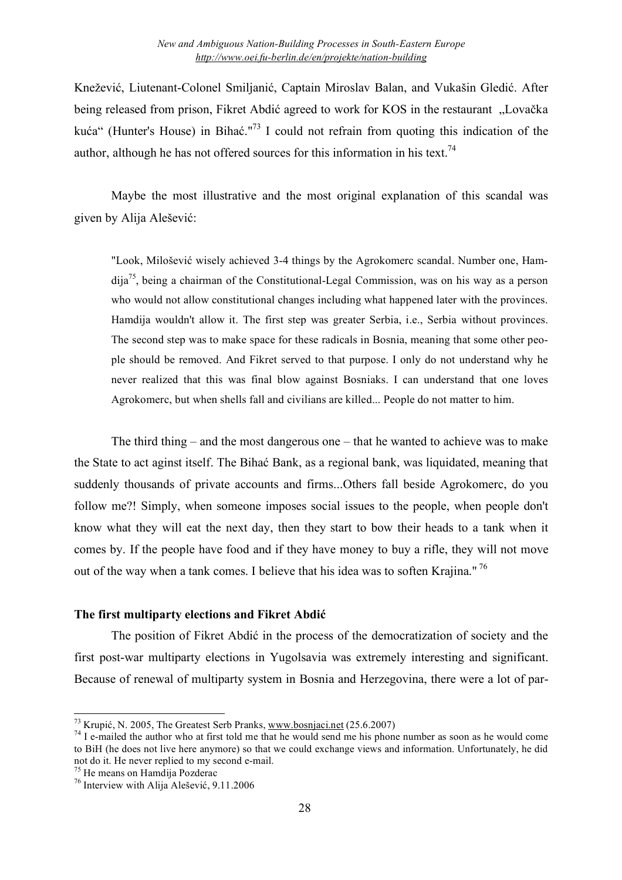Knežević, Liutenant-Colonel Smiljanić, Captain Miroslav Balan, and Vukašin Gledić. After being released from prison, Fikret Abdić agreed to work for KOS in the restaurant „Lovačka kuća" (Hunter's House) in Bihać."[73] I could not refrain from quoting this indication of the author, although he has not offered sources for this information in his text.[74]

Maybe the most illustrative and the most original explanation of this scandal was given by Alija Alešević:

> "Look, Milošević wisely achieved 3-4 things by the Agrokomerc scandal. Number one, Hamdija[75], being a chairman of the Constitutional-Legal Commission, was on his way as a person who would not allow constitutional changes including what happened later with the provinces. Hamdija wouldn't allow it. The first step was greater Serbia, i.e., Serbia without provinces. The second step was to make space for these radicals in Bosnia, meaning that some other people should be removed. And Fikret served to that purpose. I only do not understand why he never realized that this was final blow against Bosniaks. I can understand that one loves Agrokomerc, but when shells fall and civilians are killed... People do not matter to him.

The third thing – and the most dangerous one – that he wanted to achieve was to make the State to act aginst itself. The Bihać Bank, as a regional bank, was liquidated, meaning that suddenly thousands of private accounts and firms...Others fall beside Agrokomerc, do you follow me?! Simply, when someone imposes social issues to the people, when people don't know what they will eat the next day, then they start to bow their heads to a tank when it comes by. If the people have food and if they have money to buy a rifle, they will not move out of the way when a tank comes. I believe that his idea was to soften Krajina." [76]

**The first multiparty elections and Fikret Abdić**

The position of Fikret Abdić in the process of the democratization of society and the first post-war multiparty elections in Yugolsavia was extremely interesting and significant. Because of renewal of multiparty system in Bosnia and Herzegovina, there were a lot of par-

---

[73] Krupić, N. 2005, The Greatest Serb Pranks, www.bosnjaci.net (25.6.2007)

[74] I e-mailed the author who at first told me that he would send me his phone number as soon as he would come to BiH (he does not live here anymore) so that we could exchange views and information. Unfortunately, he did not do it. He never replied to my second e-mail.

[75] He means on Hamdija Pozderac

[76] Interview with Alija Alešević, 9.11.2006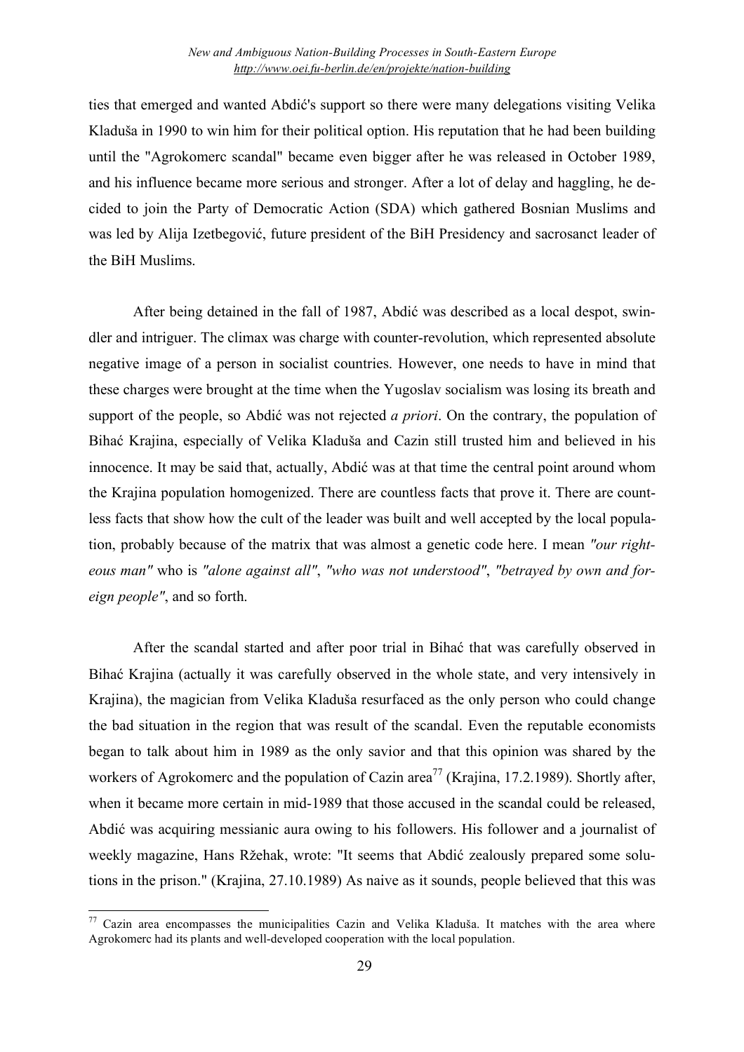ties that emerged and wanted Abdić's support so there were many delegations visiting Velika Kladuša in 1990 to win him for their political option. His reputation that he had been building until the "Agrokomerc scandal" became even bigger after he was released in October 1989, and his influence became more serious and stronger. After a lot of delay and haggling, he decided to join the Party of Democratic Action (SDA) which gathered Bosnian Muslims and was led by Alija Izetbegović, future president of the BiH Presidency and sacrosanct leader of the BiH Muslims.

After being detained in the fall of 1987, Abdić was described as a local despot, swindler and intriguer. The climax was charge with counter-revolution, which represented absolute negative image of a person in socialist countries. However, one needs to have in mind that these charges were brought at the time when the Yugoslav socialism was losing its breath and support of the people, so Abdić was not rejected *a priori*. On the contrary, the population of Bihać Krajina, especially of Velika Kladuša and Cazin still trusted him and believed in his innocence. It may be said that, actually, Abdić was at that time the central point around whom the Krajina population homogenized. There are countless facts that prove it. There are countless facts that show how the cult of the leader was built and well accepted by the local population, probably because of the matrix that was almost a genetic code here. I mean *"our righteous man"* who is *"alone against all"*, *"who was not understood"*, *"betrayed by own and foreign people"*, and so forth.

After the scandal started and after poor trial in Bihać that was carefully observed in Bihać Krajina (actually it was carefully observed in the whole state, and very intensively in Krajina), the magician from Velika Kladuša resurfaced as the only person who could change the bad situation in the region that was result of the scandal. Even the reputable economists began to talk about him in 1989 as the only savior and that this opinion was shared by the workers of Agrokomerc and the population of Cazin area[77] (Krajina, 17.2.1989). Shortly after, when it became more certain in mid-1989 that those accused in the scandal could be released, Abdić was acquiring messianic aura owing to his followers. His follower and a journalist of weekly magazine, Hans Ržehak, wrote: "It seems that Abdić zealously prepared some solutions in the prison." (Krajina, 27.10.1989) As naive as it sounds, people believed that this was

[77] Cazin area encompasses the municipalities Cazin and Velika Kladuša. It matches with the area where Agrokomerc had its plants and well-developed cooperation with the local population.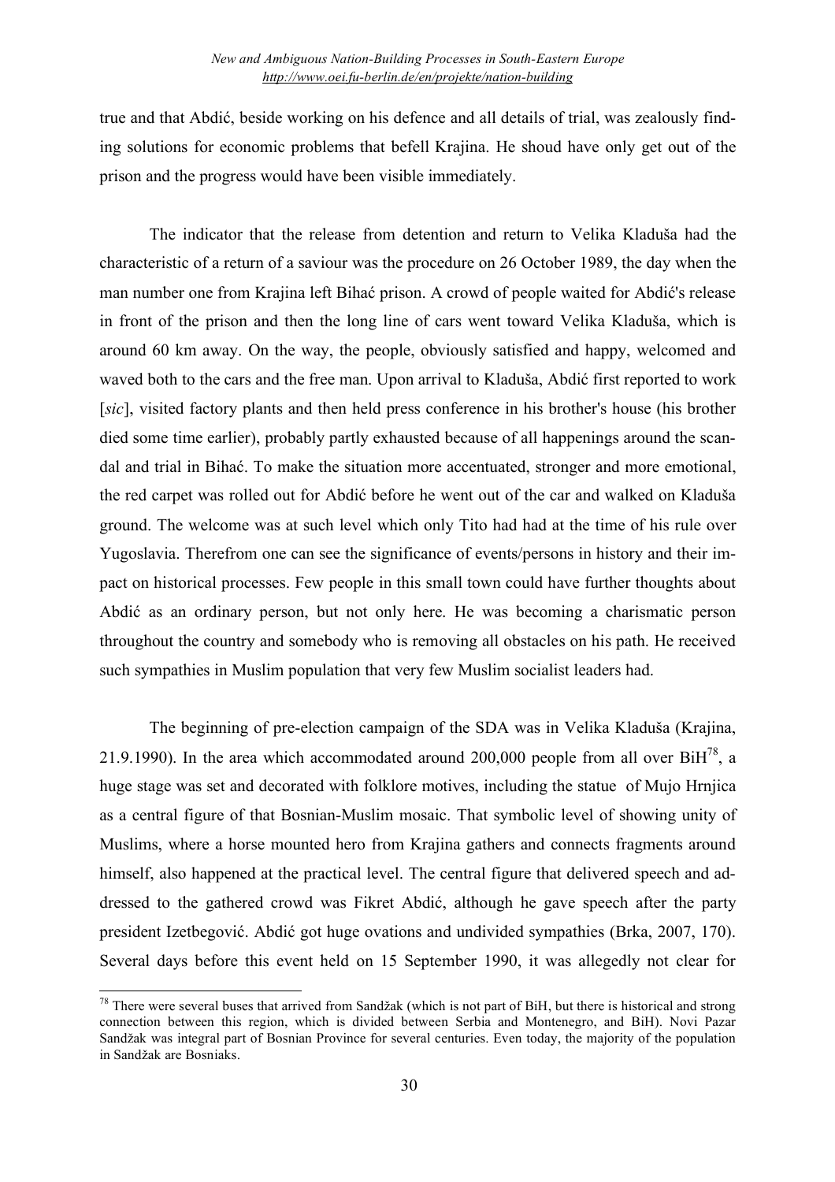true and that Abdić, beside working on his defence and all details of trial, was zealously finding solutions for economic problems that befell Krajina. He shoud have only get out of the prison and the progress would have been visible immediately.

The indicator that the release from detention and return to Velika Kladuša had the characteristic of a return of a saviour was the procedure on 26 October 1989, the day when the man number one from Krajina left Bihać prison. A crowd of people waited for Abdić's release in front of the prison and then the long line of cars went toward Velika Kladuša, which is around 60 km away. On the way, the people, obviously satisfied and happy, welcomed and waved both to the cars and the free man. Upon arrival to Kladuša, Abdić first reported to work [*sic*], visited factory plants and then held press conference in his brother's house (his brother died some time earlier), probably partly exhausted because of all happenings around the scandal and trial in Bihać. To make the situation more accentuated, stronger and more emotional, the red carpet was rolled out for Abdić before he went out of the car and walked on Kladuša ground. The welcome was at such level which only Tito had had at the time of his rule over Yugoslavia. Therefrom one can see the significance of events/persons in history and their impact on historical processes. Few people in this small town could have further thoughts about Abdić as an ordinary person, but not only here. He was becoming a charismatic person throughout the country and somebody who is removing all obstacles on his path. He received such sympathies in Muslim population that very few Muslim socialist leaders had.

The beginning of pre-election campaign of the SDA was in Velika Kladuša (Krajina, 21.9.1990). In the area which accommodated around 200,000 people from all over BiH[78], a huge stage was set and decorated with folklore motives, including the statue of Mujo Hrnjica as a central figure of that Bosnian-Muslim mosaic. That symbolic level of showing unity of Muslims, where a horse mounted hero from Krajina gathers and connects fragments around himself, also happened at the practical level. The central figure that delivered speech and addressed to the gathered crowd was Fikret Abdić, although he gave speech after the party president Izetbegović. Abdić got huge ovations and undivided sympathies (Brka, 2007, 170). Several days before this event held on 15 September 1990, it was allegedly not clear for

---

[78] There were several buses that arrived from Sandžak (which is not part of BiH, but there is historical and strong connection between this region, which is divided between Serbia and Montenegro, and BiH). Novi Pazar Sandžak was integral part of Bosnian Province for several centuries. Even today, the majority of the population in Sandžak are Bosniaks.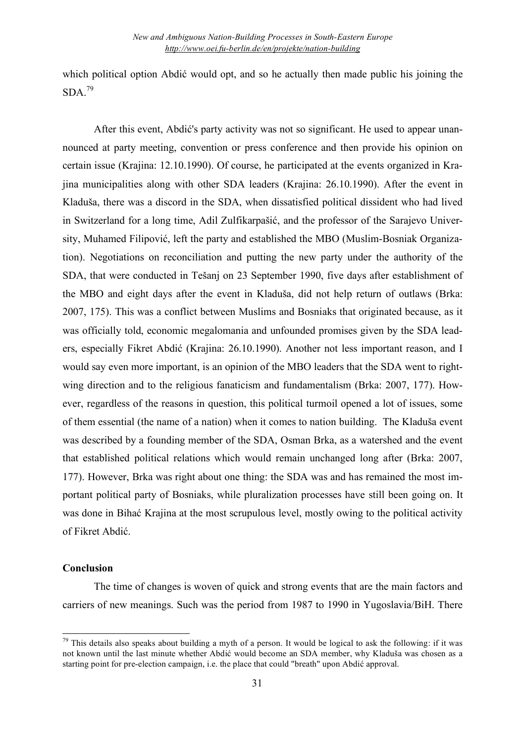which political option Abdić would opt, and so he actually then made public his joining the SDA.[79]

After this event, Abdić's party activity was not so significant. He used to appear unannounced at party meeting, convention or press conference and then provide his opinion on certain issue (Krajina: 12.10.1990). Of course, he participated at the events organized in Krajina municipalities along with other SDA leaders (Krajina: 26.10.1990). After the event in Kladuša, there was a discord in the SDA, when dissatisfied political dissident who had lived in Switzerland for a long time, Adil Zulfikarpašić, and the professor of the Sarajevo University, Muhamed Filipović, left the party and established the MBO (Muslim-Bosniak Organization). Negotiations on reconciliation and putting the new party under the authority of the SDA, that were conducted in Tešanj on 23 September 1990, five days after establishment of the MBO and eight days after the event in Kladuša, did not help return of outlaws (Brka: 2007, 175). This was a conflict between Muslims and Bosniaks that originated because, as it was officially told, economic megalomania and unfounded promises given by the SDA leaders, especially Fikret Abdić (Krajina: 26.10.1990). Another not less important reason, and I would say even more important, is an opinion of the MBO leaders that the SDA went to right-wing direction and to the religious fanaticism and fundamentalism (Brka: 2007, 177). However, regardless of the reasons in question, this political turmoil opened a lot of issues, some of them essential (the name of a nation) when it comes to nation building. The Kladuša event was described by a founding member of the SDA, Osman Brka, as a watershed and the event that established political relations which would remain unchanged long after (Brka: 2007, 177). However, Brka was right about one thing: the SDA was and has remained the most important political party of Bosniaks, while pluralization processes have still been going on. It was done in Bihać Krajina at the most scrupulous level, mostly owing to the political activity of Fikret Abdić.

## Conclusion

The time of changes is woven of quick and strong events that are the main factors and carriers of new meanings. Such was the period from 1987 to 1990 in Yugoslavia/BiH. There

---

[79] This details also speaks about building a myth of a person. It would be logical to ask the following: if it was not known until the last minute whether Abdić would become an SDA member, why Kladuša was chosen as a starting point for pre-election campaign, i.e. the place that could "breath" upon Abdić approval.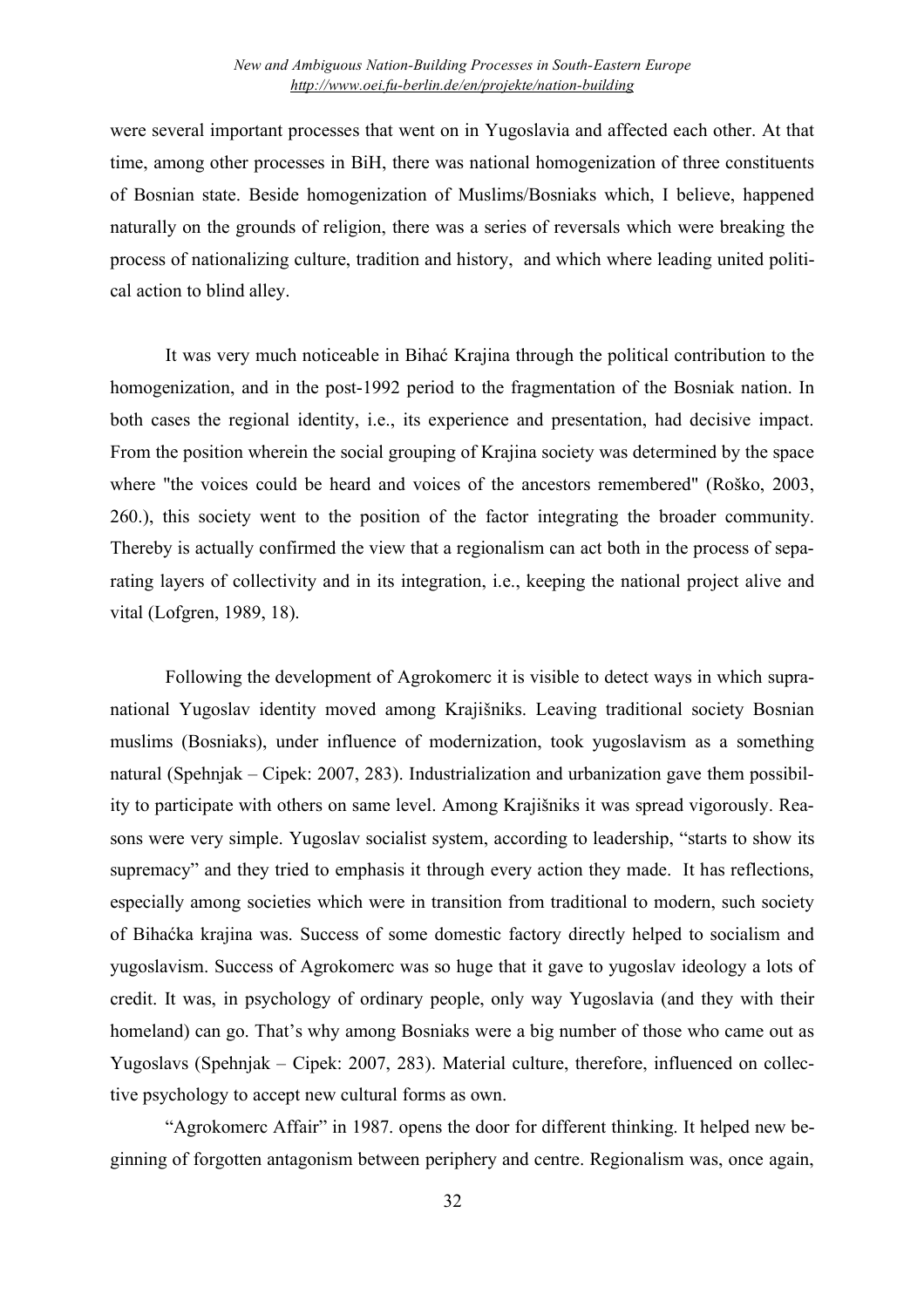were several important processes that went on in Yugoslavia and affected each other. At that time, among other processes in BiH, there was national homogenization of three constituents of Bosnian state. Beside homogenization of Muslims/Bosniaks which, I believe, happened naturally on the grounds of religion, there was a series of reversals which were breaking the process of nationalizing culture, tradition and history, and which where leading united political action to blind alley.

It was very much noticeable in Bihać Krajina through the political contribution to the homogenization, and in the post-1992 period to the fragmentation of the Bosniak nation. In both cases the regional identity, i.e., its experience and presentation, had decisive impact. From the position wherein the social grouping of Krajina society was determined by the space where "the voices could be heard and voices of the ancestors remembered" (Roško, 2003, 260.), this society went to the position of the factor integrating the broader community. Thereby is actually confirmed the view that a regionalism can act both in the process of separating layers of collectivity and in its integration, i.e., keeping the national project alive and vital (Lofgren, 1989, 18).

Following the development of Agrokomerc it is visible to detect ways in which supranational Yugoslav identity moved among Krajišniks. Leaving traditional society Bosnian muslims (Bosniaks), under influence of modernization, took yugoslavism as a something natural (Spehnjak – Cipek: 2007, 283). Industrialization and urbanization gave them possibility to participate with others on same level. Among Krajišniks it was spread vigorously. Reasons were very simple. Yugoslav socialist system, according to leadership, "starts to show its supremacy" and they tried to emphasis it through every action they made. It has reflections, especially among societies which were in transition from traditional to modern, such society of Bihaćka krajina was. Success of some domestic factory directly helped to socialism and yugoslavism. Success of Agrokomerc was so huge that it gave to yugoslav ideology a lots of credit. It was, in psychology of ordinary people, only way Yugoslavia (and they with their homeland) can go. That's why among Bosniaks were a big number of those who came out as Yugoslavs (Spehnjak – Cipek: 2007, 283). Material culture, therefore, influenced on collective psychology to accept new cultural forms as own.

"Agrokomerc Affair" in 1987. opens the door for different thinking. It helped new beginning of forgotten antagonism between periphery and centre. Regionalism was, once again,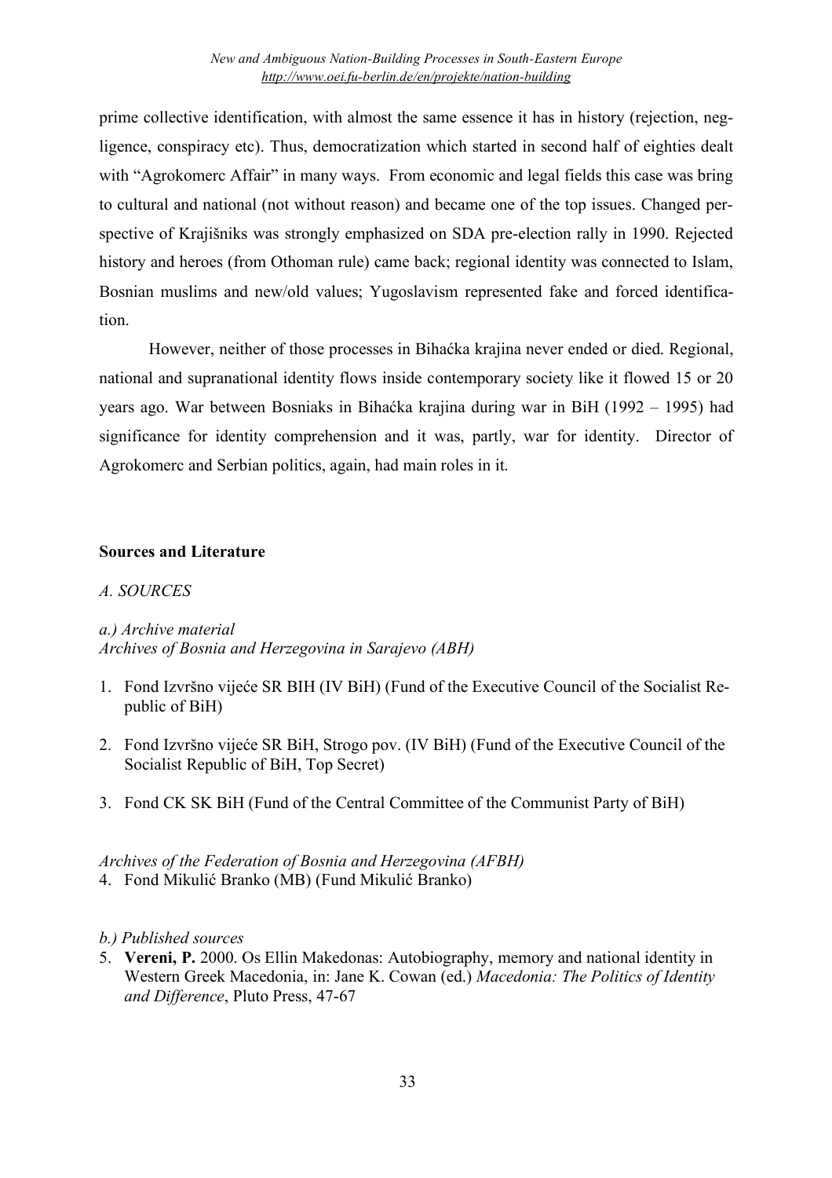prime collective identification, with almost the same essence it has in history (rejection, negligence, conspiracy etc). Thus, democratization which started in second half of eighties dealt with "Agrokomerc Affair" in many ways. From economic and legal fields this case was bring to cultural and national (not without reason) and became one of the top issues. Changed perspective of Krajišniks was strongly emphasized on SDA pre-election rally in 1990. Rejected history and heroes (from Othoman rule) came back; regional identity was connected to Islam, Bosnian muslims and new/old values; Yugoslavism represented fake and forced identification.

However, neither of those processes in Bihaćka krajina never ended or died. Regional, national and supranational identity flows inside contemporary society like it flowed 15 or 20 years ago. War between Bosniaks in Bihaćka krajina during war in BiH (1992 – 1995) had significance for identity comprehension and it was, partly, war for identity. Director of Agrokomerc and Serbian politics, again, had main roles in it.

**Sources and Literature**

*A. SOURCES*

*a.) Archive material*
*Archives of Bosnia and Herzegovina in Sarajevo (ABH)*

1. Fond Izvršno vijeće SR BIH (IV BiH) (Fund of the Executive Council of the Socialist Republic of BiH)

2. Fond Izvršno vijeće SR BiH, Strogo pov. (IV BiH) (Fund of the Executive Council of the Socialist Republic of BiH, Top Secret)

3. Fond CK SK BiH (Fund of the Central Committee of the Communist Party of BiH)

*Archives of the Federation of Bosnia and Herzegovina (AFBH)*

4. Fond Mikulić Branko (MB) (Fund Mikulić Branko)

*b.) Published sources*

5. **Vereni, P.** 2000. Os Ellin Makedonas: Autobiography, memory and national identity in Western Greek Macedonia, in: Jane K. Cowan (ed.) *Macedonia: The Politics of Identity and Difference*, Pluto Press, 47-67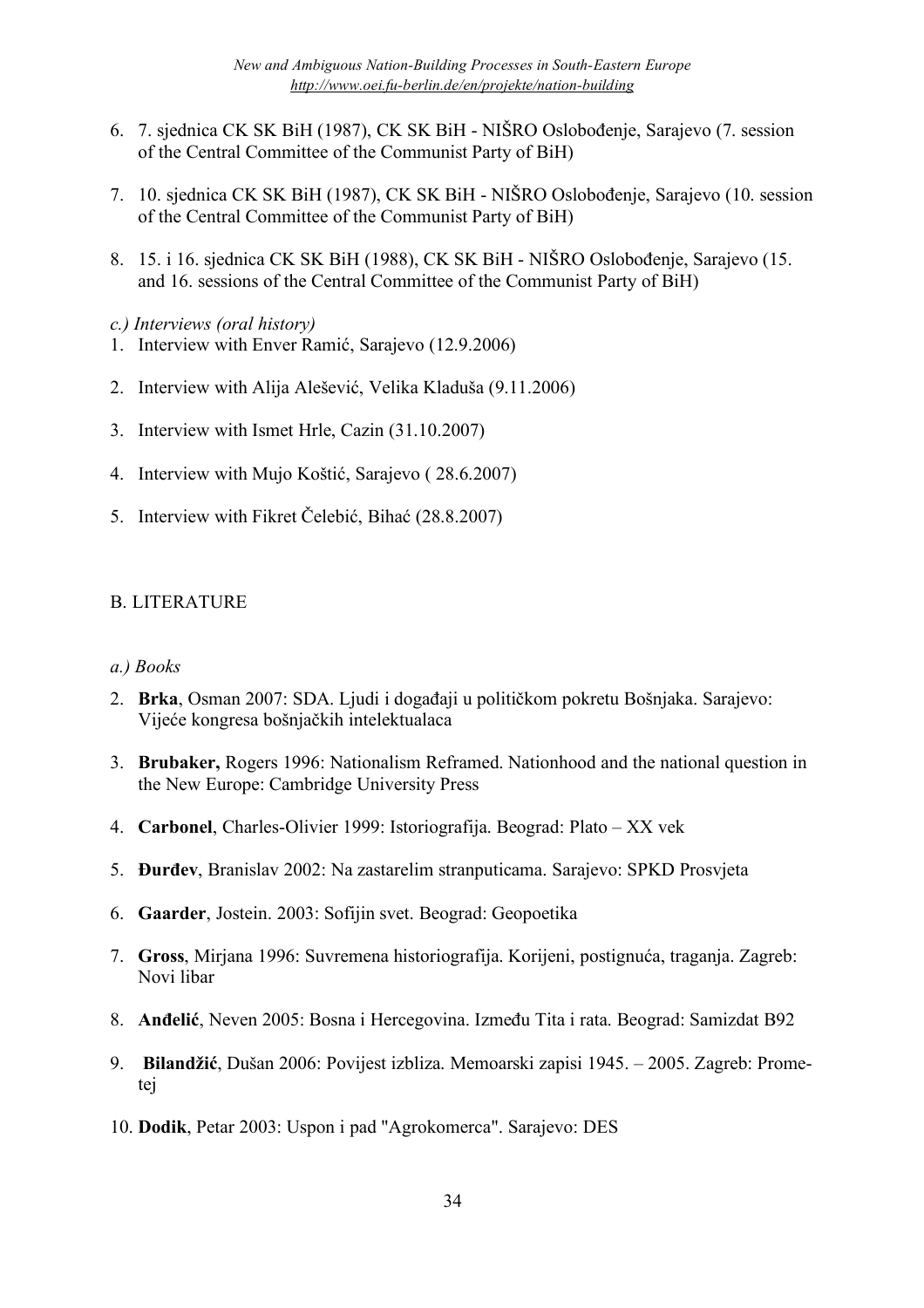6. 7. sjednica CK SK BiH (1987), CK SK BiH - NIŠRO Oslobođenje, Sarajevo (7. session of the Central Committee of the Communist Party of BiH)

7. 10. sjednica CK SK BiH (1987), CK SK BiH - NIŠRO Oslobođenje, Sarajevo (10. session of the Central Committee of the Communist Party of BiH)

8. 15. i 16. sjednica CK SK BiH (1988), CK SK BiH - NIŠRO Oslobođenje, Sarajevo (15. and 16. sessions of the Central Committee of the Communist Party of BiH)

*c.) Interviews (oral history)*

1. Interview with Enver Ramić, Sarajevo (12.9.2006)

2. Interview with Alija Alešević, Velika Kladuša (9.11.2006)

3. Interview with Ismet Hrle, Cazin (31.10.2007)

4. Interview with Mujo Koštić, Sarajevo ( 28.6.2007)

5. Interview with Fikret Čelebić, Bihać (28.8.2007)

## B. LITERATURE

*a.) Books*

2. **Brka**, Osman 2007: SDA. Ljudi i događaji u političkom pokretu Bošnjaka. Sarajevo: Vijeće kongresa bošnjačkih intelektualaca

3. **Brubaker,** Rogers 1996: Nationalism Reframed. Nationhood and the national question in the New Europe: Cambridge University Press

4. **Carbonel**, Charles-Olivier 1999: Istoriografija. Beograd: Plato – XX vek

5. **Đurđev**, Branislav 2002: Na zastarelim stranputicama. Sarajevo: SPKD Prosvjeta

6. **Gaarder**, Jostein. 2003: Sofijin svet. Beograd: Geopoetika

7. **Gross**, Mirjana 1996: Suvremena historiografija. Korijeni, postignuća, traganja. Zagreb: Novi libar

8. **Anđelić**, Neven 2005: Bosna i Hercegovina. Između Tita i rata. Beograd: Samizdat B92

9. **Bilandžić**, Dušan 2006: Povijest izbliza. Memoarski zapisi 1945. – 2005. Zagreb: Prometej

10. **Dodik**, Petar 2003: Uspon i pad "Agrokomerca". Sarajevo: DES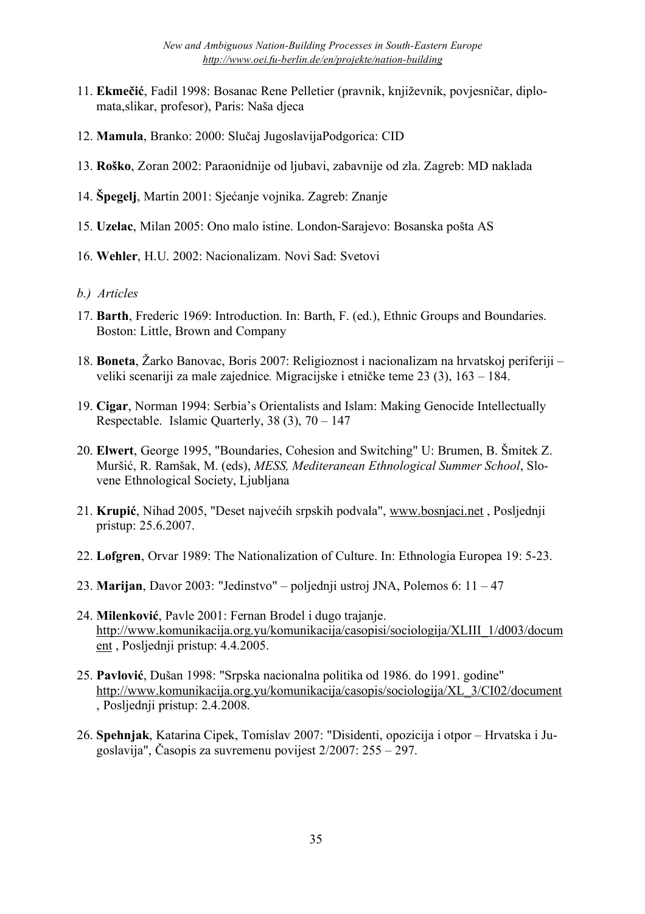11. **Ekmečić**, Fadil 1998: Bosanac Rene Pelletier (pravnik, književnik, povjesničar, diplomata,slikar, profesor), Paris: Naša djeca

12. **Mamula**, Branko: 2000: Slučaj JugoslavijaPodgorica: CID

13. **Roško**, Zoran 2002: Paraonidnije od ljubavi, zabavnije od zla. Zagreb: MD naklada

14. **Špegelj**, Martin 2001: Sjećanje vojnika. Zagreb: Znanje

15. **Uzelac**, Milan 2005: Ono malo istine. London-Sarajevo: Bosanska pošta AS

16. **Wehler**, H.U. 2002: Nacionalizam. Novi Sad: Svetovi

*b.) Articles*

17. **Barth**, Frederic 1969: Introduction. In: Barth, F. (ed.), Ethnic Groups and Boundaries. Boston: Little, Brown and Company

18. **Boneta**, Žarko Banovac, Boris 2007: Religioznost i nacionalizam na hrvatskoj periferiji – veliki scenariji za male zajednice. Migracijske i etničke teme 23 (3), 163 – 184.

19. **Cigar**, Norman 1994: Serbia's Orientalists and Islam: Making Genocide Intellectually Respectable. Islamic Quarterly, 38 (3), 70 – 147

20. **Elwert**, George 1995, "Boundaries, Cohesion and Switching" U: Brumen, B. Šmitek Z. Muršić, R. Ramšak, M. (eds), *MESS, Mediteranean Ethnological Summer School*, Slovene Ethnological Society, Ljubljana

21. **Krupić**, Nihad 2005, "Deset najvećih srpskih podvala", www.bosnjaci.net , Posljednji pristup: 25.6.2007.

22. **Lofgren**, Orvar 1989: The Nationalization of Culture. In: Ethnologia Europea 19: 5-23.

23. **Marijan**, Davor 2003: "Jedinstvo" – poljednji ustroj JNA, Polemos 6: 11 – 47

24. **Milenković**, Pavle 2001: Fernan Brodel i dugo trajanje. http://www.komunikacija.org.yu/komunikacija/casopisi/sociologija/XLIII_1/d003/document , Posljednji pristup: 4.4.2005.

25. **Pavlović**, Dušan 1998: "Srpska nacionalna politika od 1986. do 1991. godine" http://www.komunikacija.org.yu/komunikacija/casopis/sociologija/XL_3/CI02/document , Posljednji pristup: 2.4.2008.

26. **Spehnjak**, Katarina Cipek, Tomislav 2007: "Disidenti, opozicija i otpor – Hrvatska i Jugoslavija", Časopis za suvremenu povijest 2/2007: 255 – 297.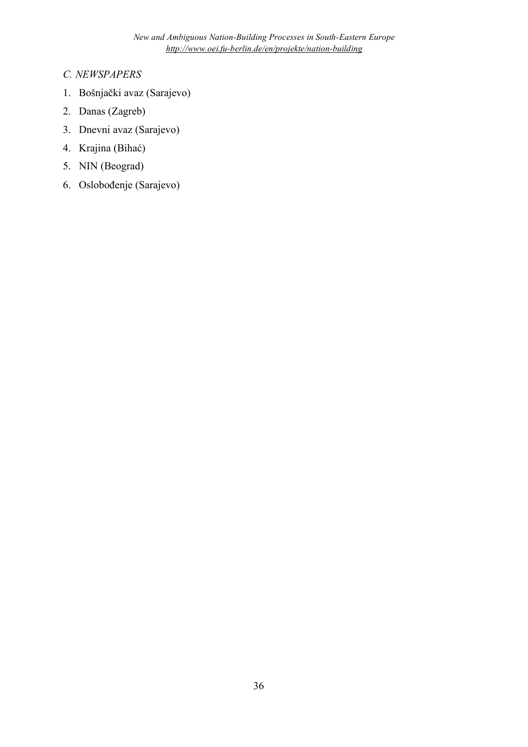*C. NEWSPAPERS*

1. Bošnjački avaz (Sarajevo)
2. Danas (Zagreb)
3. Dnevni avaz (Sarajevo)
4. Krajina (Bihać)
5. NIN (Beograd)
6. Oslobođenje (Sarajevo)